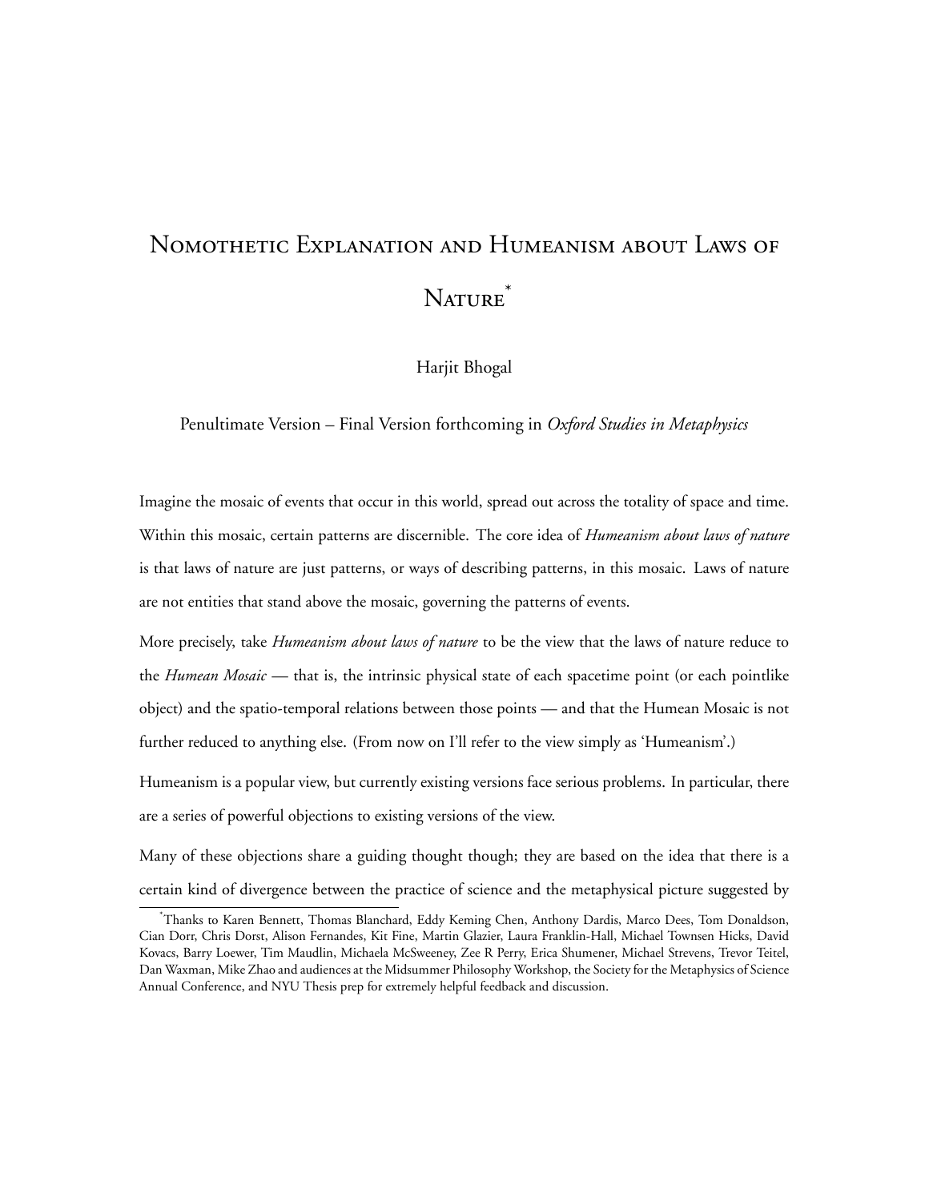# Nomothetic Explanation and Humeanism about Laws of Nature*

Harjit Bhogal

Penultimate Version – Final Version forthcoming in *Oxford Studies in Metaphysics*

Imagine the mosaic of events that occur in this world, spread out across the totality of space and time. Within this mosaic, certain patterns are discernible. The core idea of *Humeanism about laws of nature* is that laws of nature are just patterns, or ways of describing patterns, in this mosaic. Laws of nature are not entities that stand above the mosaic, governing the patterns of events.

More precisely, take *Humeanism about laws of nature* to be the view that the laws of nature reduce to the *Humean Mosaic* — that is, the intrinsic physical state of each spacetime point (or each pointlike object) and the spatio-temporal relations between those points — and that the Humean Mosaic is not further reduced to anything else. (From now on I'll refer to the view simply as 'Humeanism'.)

Humeanism is a popular view, but currently existing versions face serious problems. In particular, there are a series of powerful objections to existing versions of the view.

Many of these objections share a guiding thought though; they are based on the idea that there is a certain kind of divergence between the practice of science and the metaphysical picture suggested by

*Thanks to Karen Bennett, Thomas Blanchard, Eddy Keming Chen, Anthony Dardis, Marco Dees, Tom Donaldson, Cian Dorr, Chris Dorst, Alison Fernandes, Kit Fine, Martin Glazier, Laura Franklin-Hall, Michael Townsen Hicks, David Kovacs, Barry Loewer, Tim Maudlin, Michaela McSweeney, Zee R Perry, Erica Shumener, Michael Strevens, Trevor Teitel, Dan Waxman, Mike Zhao and audiences at the Midsummer Philosophy Workshop, the Society for the Metaphysics of Science Annual Conference, and NYU Thesis prep for extremely helpful feedback and discussion.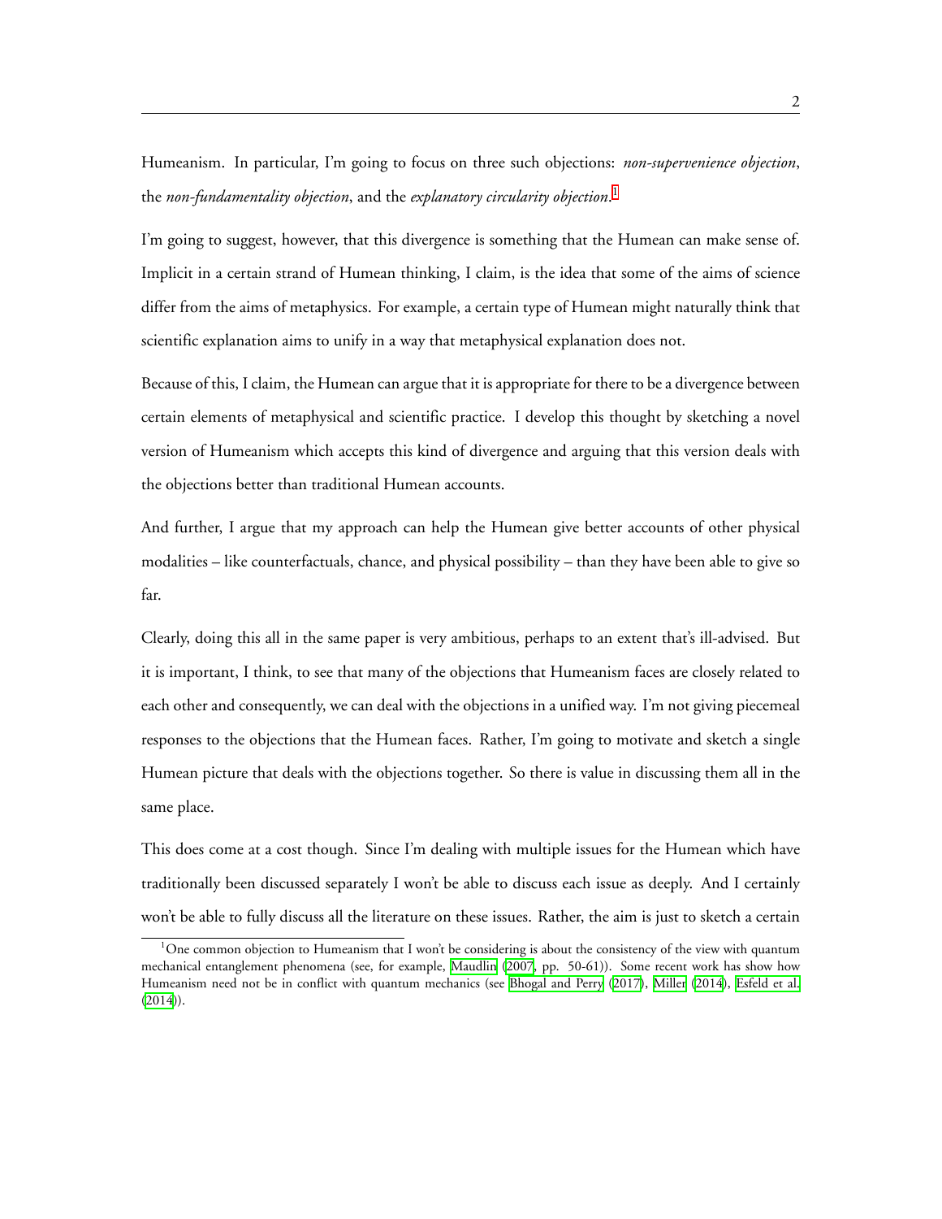Humeanism. In particular, I'm going to focus on three such objections: *non-supervenience objection*, the *non-fundamentality objection*, and the *explanatory circularity objection*.[1]

I'm going to suggest, however, that this divergence is something that the Humean can make sense of. Implicit in a certain strand of Humean thinking, I claim, is the idea that some of the aims of science differ from the aims of metaphysics. For example, a certain type of Humean might naturally think that scientific explanation aims to unify in a way that metaphysical explanation does not.

Because of this, I claim, the Humean can argue that it is appropriate for there to be a divergence between certain elements of metaphysical and scientific practice. I develop this thought by sketching a novel version of Humeanism which accepts this kind of divergence and arguing that this version deals with the objections better than traditional Humean accounts.

And further, I argue that my approach can help the Humean give better accounts of other physical modalities – like counterfactuals, chance, and physical possibility – than they have been able to give so far.

Clearly, doing this all in the same paper is very ambitious, perhaps to an extent that's ill-advised. But it is important, I think, to see that many of the objections that Humeanism faces are closely related to each other and consequently, we can deal with the objections in a unified way. I'm not giving piecemeal responses to the objections that the Humean faces. Rather, I'm going to motivate and sketch a single Humean picture that deals with the objections together. So there is value in discussing them all in the same place.

This does come at a cost though. Since I'm dealing with multiple issues for the Humean which have traditionally been discussed separately I won't be able to discuss each issue as deeply. And I certainly won't be able to fully discuss all the literature on these issues. Rather, the aim is just to sketch a certain

[1] One common objection to Humeanism that I won't be considering is about the consistency of the view with quantum mechanical entanglement phenomena (see, for example, Maudlin (2007, pp. 50-61)). Some recent work has show how Humeanism need not be in conflict with quantum mechanics (see Bhogal and Perry (2017), Miller (2014), Esfeld et al. (2014)).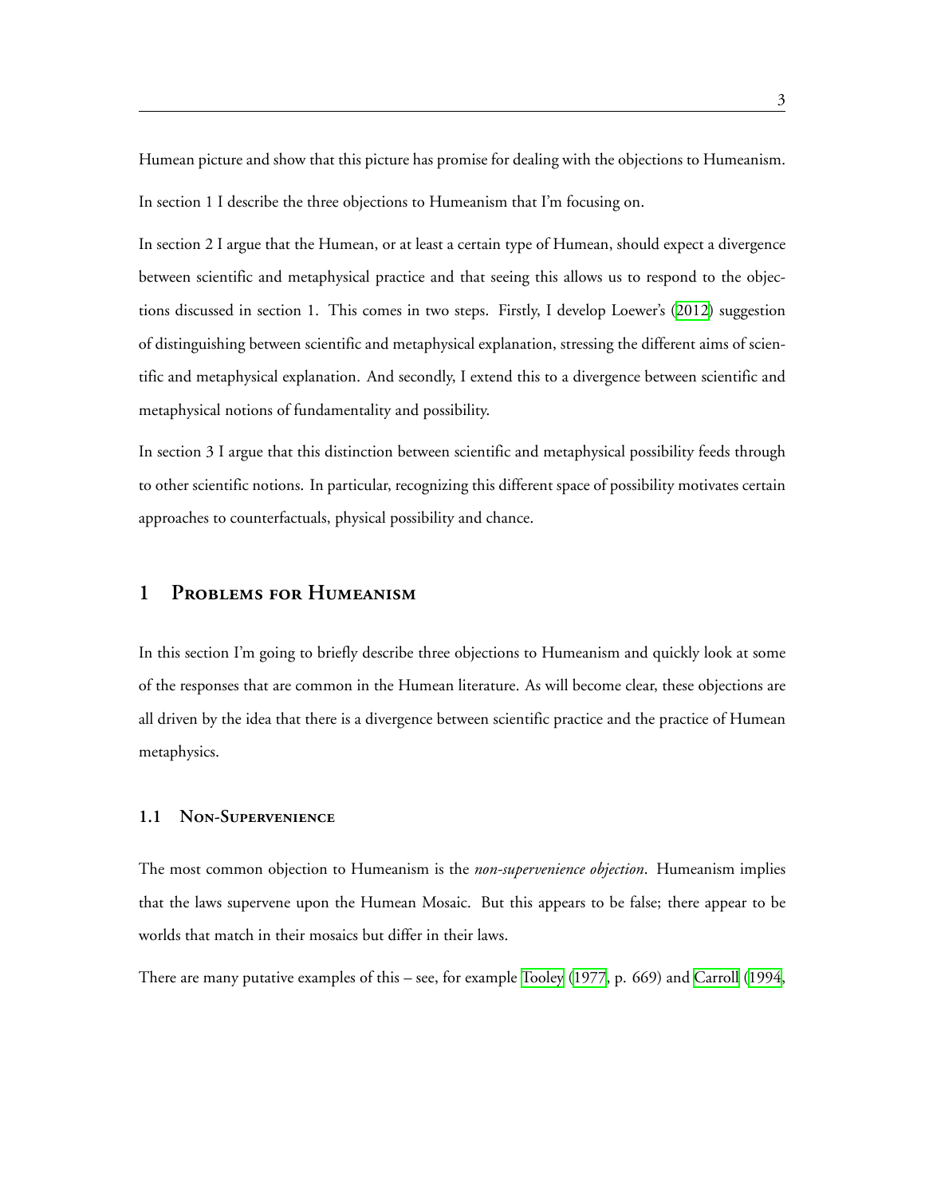Humean picture and show that this picture has promise for dealing with the objections to Humeanism.

In section 1 I describe the three objections to Humeanism that I'm focusing on.

In section 2 I argue that the Humean, or at least a certain type of Humean, should expect a divergence between scientific and metaphysical practice and that seeing this allows us to respond to the objections discussed in section 1. This comes in two steps. Firstly, I develop Loewer's (2012) suggestion of distinguishing between scientific and metaphysical explanation, stressing the different aims of scientific and metaphysical explanation. And secondly, I extend this to a divergence between scientific and metaphysical notions of fundamentality and possibility.

In section 3 I argue that this distinction between scientific and metaphysical possibility feeds through to other scientific notions. In particular, recognizing this different space of possibility motivates certain approaches to counterfactuals, physical possibility and chance.

# 1 Problems for Humeanism

In this section I'm going to briefly describe three objections to Humeanism and quickly look at some of the responses that are common in the Humean literature. As will become clear, these objections are all driven by the idea that there is a divergence between scientific practice and the practice of Humean metaphysics.

## 1.1 Non-Supervenience

The most common objection to Humeanism is the *non-supervenience objection*. Humeanism implies that the laws supervene upon the Humean Mosaic. But this appears to be false; there appear to be worlds that match in their mosaics but differ in their laws.

There are many putative examples of this – see, for example Tooley (1977, p. 669) and Carroll (1994,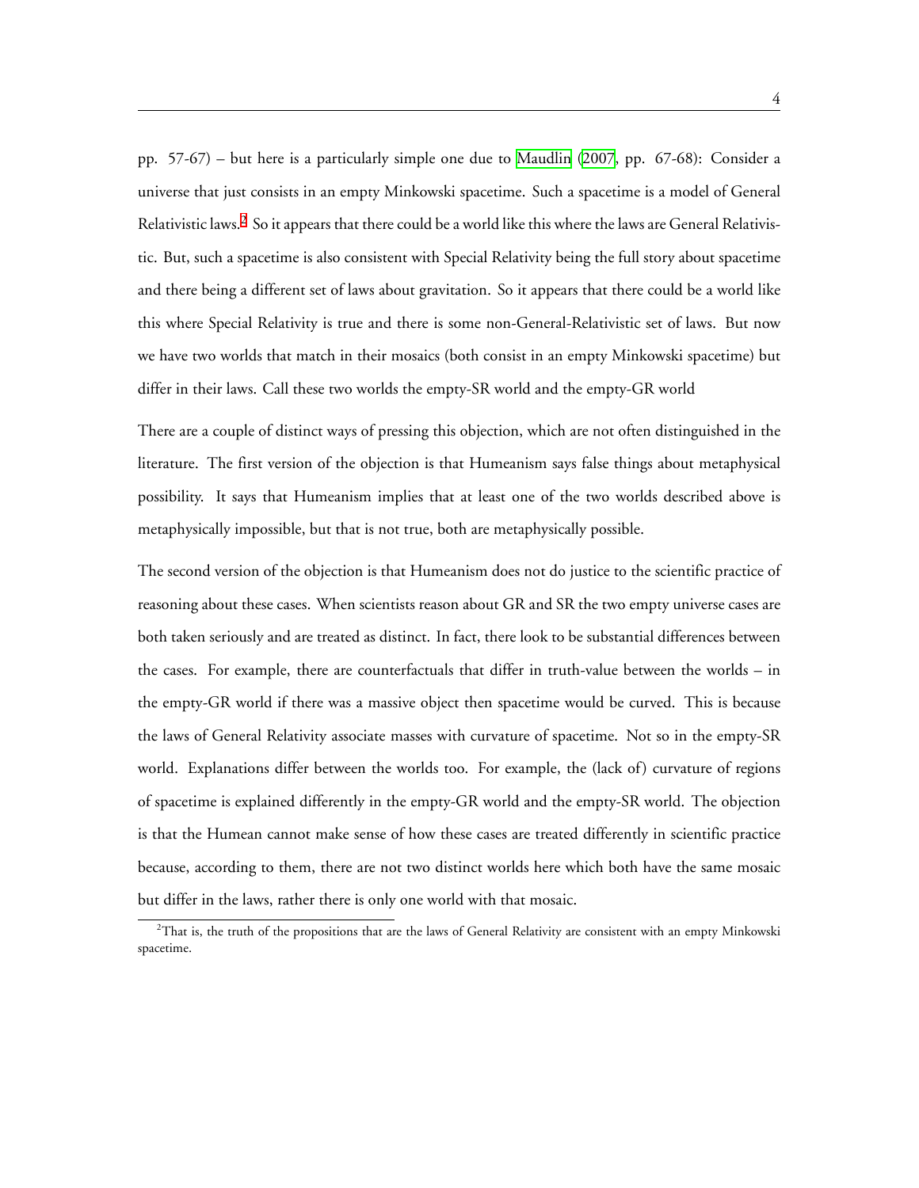pp. 57-67) – but here is a particularly simple one due to Maudlin (2007, pp. 67-68): Consider a universe that just consists in an empty Minkowski spacetime. Such a spacetime is a model of General Relativistic laws.[2] So it appears that there could be a world like this where the laws are General Relativistic. But, such a spacetime is also consistent with Special Relativity being the full story about spacetime and there being a different set of laws about gravitation. So it appears that there could be a world like this where Special Relativity is true and there is some non-General-Relativistic set of laws. But now we have two worlds that match in their mosaics (both consist in an empty Minkowski spacetime) but differ in their laws. Call these two worlds the empty-SR world and the empty-GR world

There are a couple of distinct ways of pressing this objection, which are not often distinguished in the literature. The first version of the objection is that Humeanism says false things about metaphysical possibility. It says that Humeanism implies that at least one of the two worlds described above is metaphysically impossible, but that is not true, both are metaphysically possible.

The second version of the objection is that Humeanism does not do justice to the scientific practice of reasoning about these cases. When scientists reason about GR and SR the two empty universe cases are both taken seriously and are treated as distinct. In fact, there look to be substantial differences between the cases. For example, there are counterfactuals that differ in truth-value between the worlds – in the empty-GR world if there was a massive object then spacetime would be curved. This is because the laws of General Relativity associate masses with curvature of spacetime. Not so in the empty-SR world. Explanations differ between the worlds too. For example, the (lack of) curvature of regions of spacetime is explained differently in the empty-GR world and the empty-SR world. The objection is that the Humean cannot make sense of how these cases are treated differently in scientific practice because, according to them, there are not two distinct worlds here which both have the same mosaic but differ in the laws, rather there is only one world with that mosaic.

[2] That is, the truth of the propositions that are the laws of General Relativity are consistent with an empty Minkowski spacetime.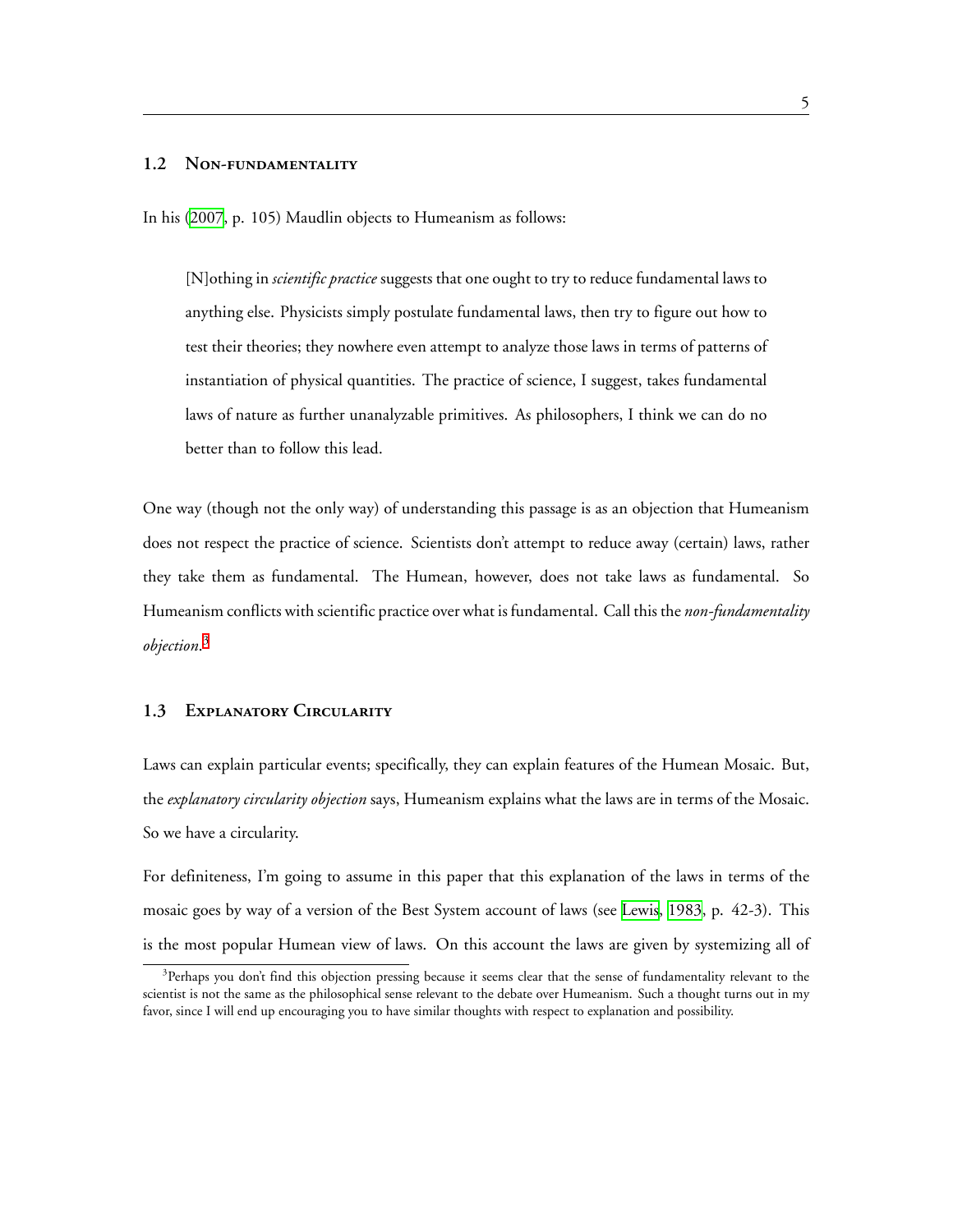### 1.2 Non-fundamentality

In his (2007, p. 105) Maudlin objects to Humeanism as follows:

> [N]othing in *scientific practice* suggests that one ought to try to reduce fundamental laws to anything else. Physicists simply postulate fundamental laws, then try to figure out how to test their theories; they nowhere even attempt to analyze those laws in terms of patterns of instantiation of physical quantities. The practice of science, I suggest, takes fundamental laws of nature as further unanalyzable primitives. As philosophers, I think we can do no better than to follow this lead.

One way (though not the only way) of understanding this passage is as an objection that Humeanism does not respect the practice of science. Scientists don't attempt to reduce away (certain) laws, rather they take them as fundamental. The Humean, however, does not take laws as fundamental. So Humeanism conflicts with scientific practice over what is fundamental. Call this the *non-fundamentality objection*.[3]

### 1.3 Explanatory Circularity

Laws can explain particular events; specifically, they can explain features of the Humean Mosaic. But, the *explanatory circularity objection* says, Humeanism explains what the laws are in terms of the Mosaic. So we have a circularity.

For definiteness, I'm going to assume in this paper that this explanation of the laws in terms of the mosaic goes by way of a version of the Best System account of laws (see Lewis, 1983, p. 42-3). This is the most popular Humean view of laws. On this account the laws are given by systemizing all of

[3] Perhaps you don't find this objection pressing because it seems clear that the sense of fundamentality relevant to the scientist is not the same as the philosophical sense relevant to the debate over Humeanism. Such a thought turns out in my favor, since I will end up encouraging you to have similar thoughts with respect to explanation and possibility.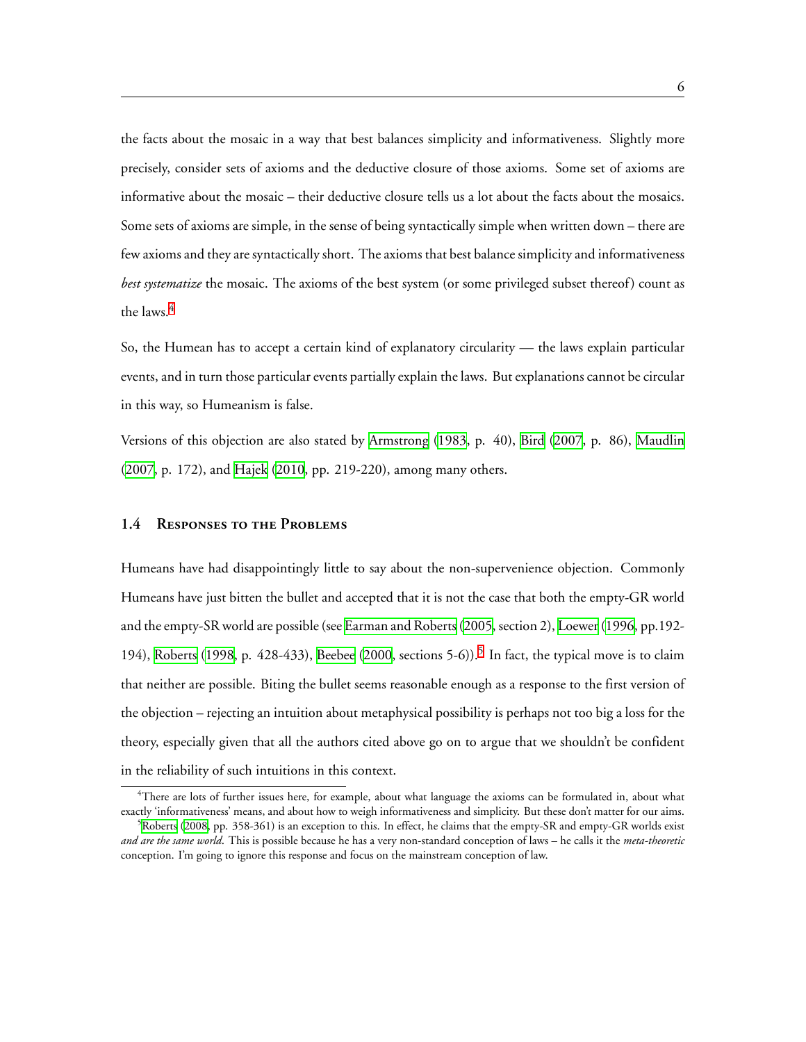the facts about the mosaic in a way that best balances simplicity and informativeness. Slightly more precisely, consider sets of axioms and the deductive closure of those axioms. Some set of axioms are informative about the mosaic – their deductive closure tells us a lot about the facts about the mosaics. Some sets of axioms are simple, in the sense of being syntactically simple when written down – there are few axioms and they are syntactically short. The axioms that best balance simplicity and informativeness *best systematize* the mosaic. The axioms of the best system (or some privileged subset thereof) count as the laws.[4]

So, the Humean has to accept a certain kind of explanatory circularity — the laws explain particular events, and in turn those particular events partially explain the laws. But explanations cannot be circular in this way, so Humeanism is false.

Versions of this objection are also stated by Armstrong (1983, p. 40), Bird (2007, p. 86), Maudlin (2007, p. 172), and Hajek (2010, pp. 219-220), among many others.

### 1.4 Responses to the Problems

Humeans have had disappointingly little to say about the non-supervenience objection. Commonly Humeans have just bitten the bullet and accepted that it is not the case that both the empty-GR world and the empty-SR world are possible (see Earman and Roberts (2005, section 2), Loewer (1996, pp.192-194), Roberts (1998, p. 428-433), Beebee (2000, sections 5-6)).[5] In fact, the typical move is to claim that neither are possible. Biting the bullet seems reasonable enough as a response to the first version of the objection – rejecting an intuition about metaphysical possibility is perhaps not too big a loss for the theory, especially given that all the authors cited above go on to argue that we shouldn't be confident in the reliability of such intuitions in this context.

[4] There are lots of further issues here, for example, about what language the axioms can be formulated in, about what exactly 'informativeness' means, and about how to weigh informativeness and simplicity. But these don't matter for our aims.

[5] Roberts (2008, pp. 358-361) is an exception to this. In effect, he claims that the empty-SR and empty-GR worlds exist *and are the same world*. This is possible because he has a very non-standard conception of laws – he calls it the *meta-theoretic* conception. I'm going to ignore this response and focus on the mainstream conception of law.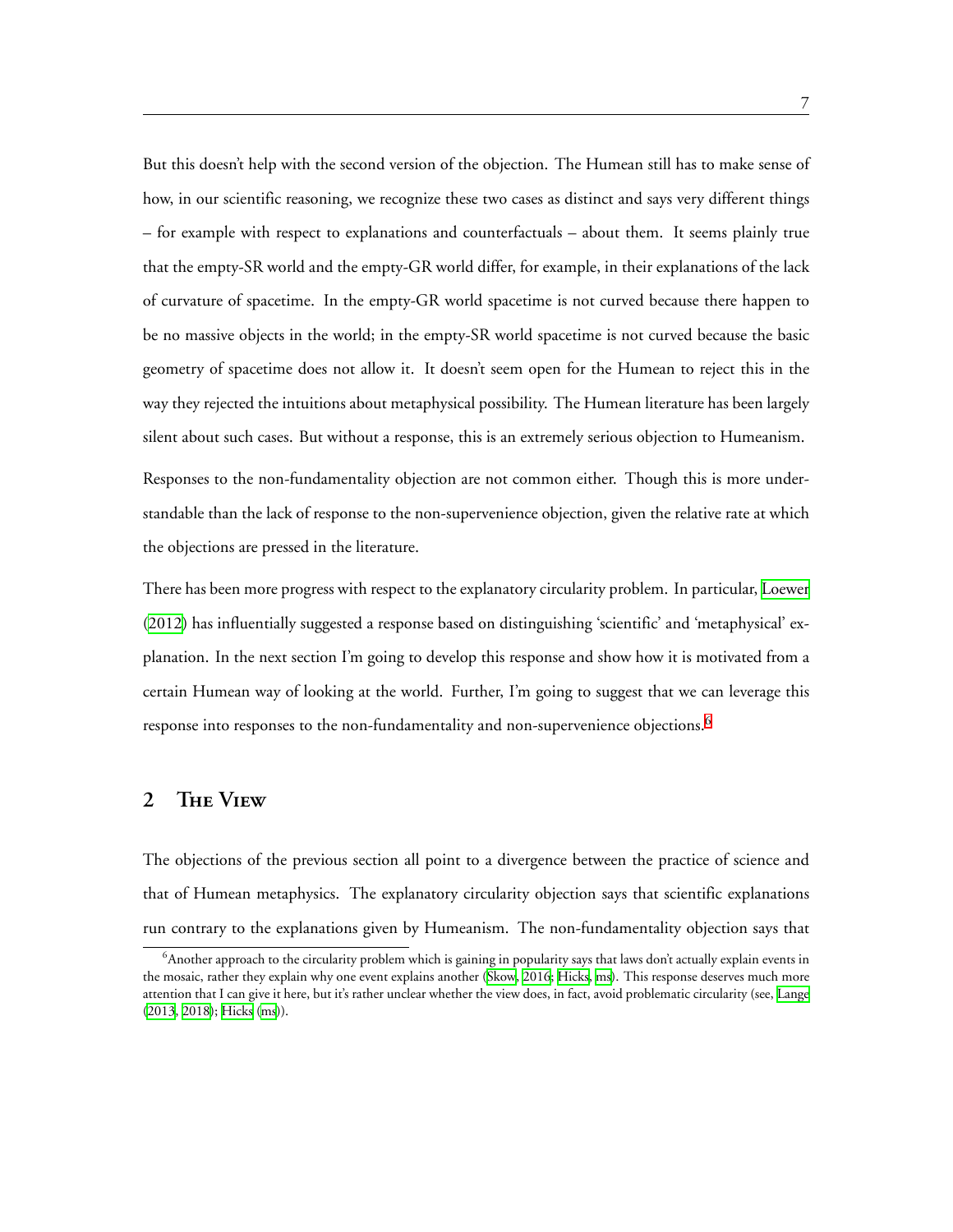But this doesn't help with the second version of the objection. The Humean still has to make sense of how, in our scientific reasoning, we recognize these two cases as distinct and says very different things – for example with respect to explanations and counterfactuals – about them. It seems plainly true that the empty-SR world and the empty-GR world differ, for example, in their explanations of the lack of curvature of spacetime. In the empty-GR world spacetime is not curved because there happen to be no massive objects in the world; in the empty-SR world spacetime is not curved because the basic geometry of spacetime does not allow it. It doesn't seem open for the Humean to reject this in the way they rejected the intuitions about metaphysical possibility. The Humean literature has been largely silent about such cases. But without a response, this is an extremely serious objection to Humeanism.

Responses to the non-fundamentality objection are not common either. Though this is more understandable than the lack of response to the non-supervenience objection, given the relative rate at which the objections are pressed in the literature.

There has been more progress with respect to the explanatory circularity problem. In particular, Loewer (2012) has influentially suggested a response based on distinguishing 'scientific' and 'metaphysical' explanation. In the next section I'm going to develop this response and show how it is motivated from a certain Humean way of looking at the world. Further, I'm going to suggest that we can leverage this response into responses to the non-fundamentality and non-supervenience objections.[6]

## 2 The View

The objections of the previous section all point to a divergence between the practice of science and that of Humean metaphysics. The explanatory circularity objection says that scientific explanations run contrary to the explanations given by Humeanism. The non-fundamentality objection says that

[6] Another approach to the circularity problem which is gaining in popularity says that laws don't actually explain events in the mosaic, rather they explain why one event explains another (Skow, 2016; Hicks, ms). This response deserves much more attention that I can give it here, but it's rather unclear whether the view does, in fact, avoid problematic circularity (see, Lange (2013, 2018); Hicks (ms)).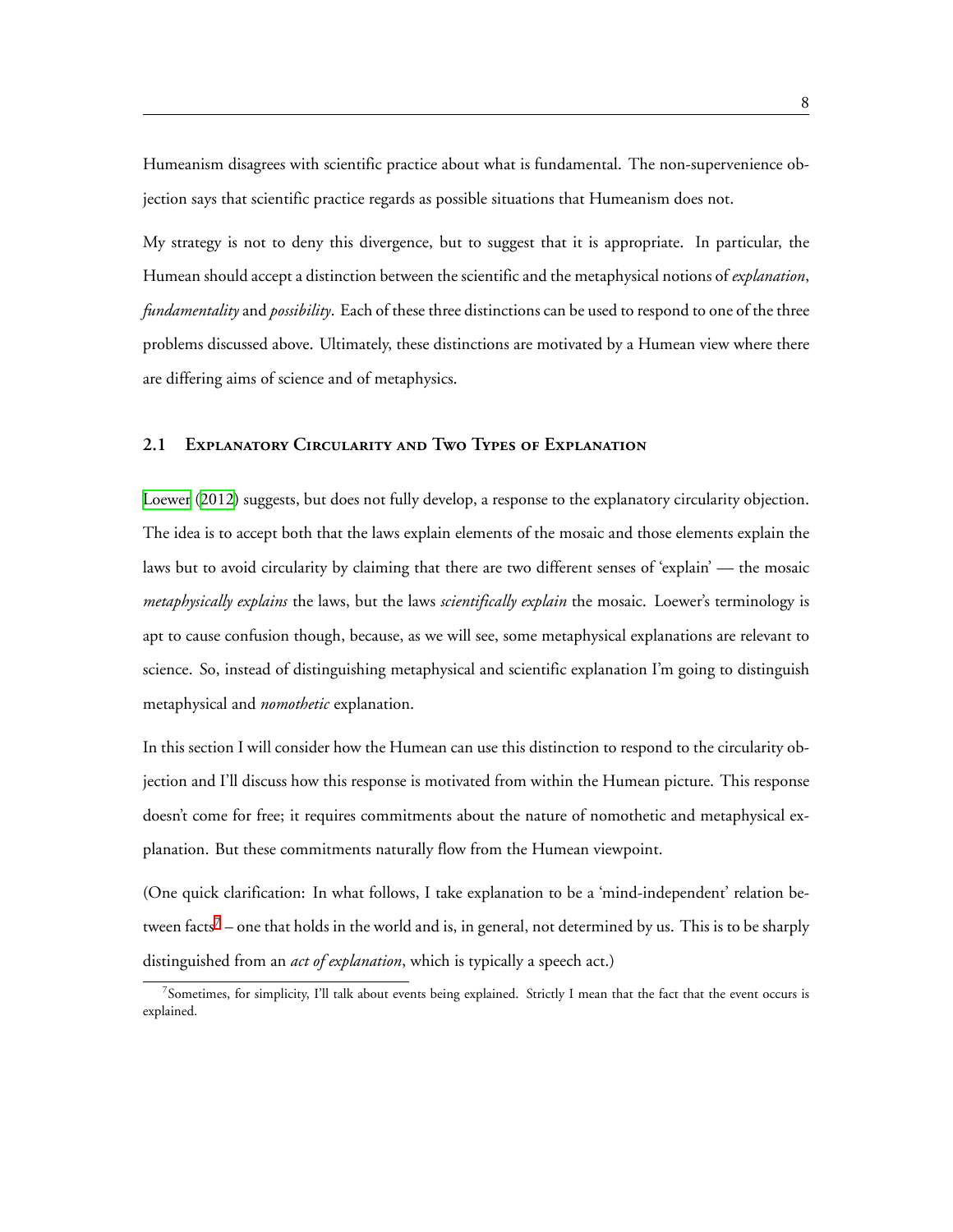Humeanism disagrees with scientific practice about what is fundamental. The non-supervenience objection says that scientific practice regards as possible situations that Humeanism does not.

My strategy is not to deny this divergence, but to suggest that it is appropriate. In particular, the Humean should accept a distinction between the scientific and the metaphysical notions of *explanation*, *fundamentality* and *possibility*. Each of these three distinctions can be used to respond to one of the three problems discussed above. Ultimately, these distinctions are motivated by a Humean view where there are differing aims of science and of metaphysics.

### 2.1 Explanatory Circularity and Two Types of Explanation

Loewer (2012) suggests, but does not fully develop, a response to the explanatory circularity objection. The idea is to accept both that the laws explain elements of the mosaic and those elements explain the laws but to avoid circularity by claiming that there are two different senses of 'explain' — the mosaic *metaphysically explains* the laws, but the laws *scientifically explain* the mosaic. Loewer's terminology is apt to cause confusion though, because, as we will see, some metaphysical explanations are relevant to science. So, instead of distinguishing metaphysical and scientific explanation I'm going to distinguish metaphysical and *nomothetic* explanation.

In this section I will consider how the Humean can use this distinction to respond to the circularity objection and I'll discuss how this response is motivated from within the Humean picture. This response doesn't come for free; it requires commitments about the nature of nomothetic and metaphysical explanation. But these commitments naturally flow from the Humean viewpoint.

(One quick clarification: In what follows, I take explanation to be a 'mind-independent' relation between facts[7] – one that holds in the world and is, in general, not determined by us. This is to be sharply distinguished from an *act of explanation*, which is typically a speech act.)

[7] Sometimes, for simplicity, I'll talk about events being explained. Strictly I mean that the fact that the event occurs is explained.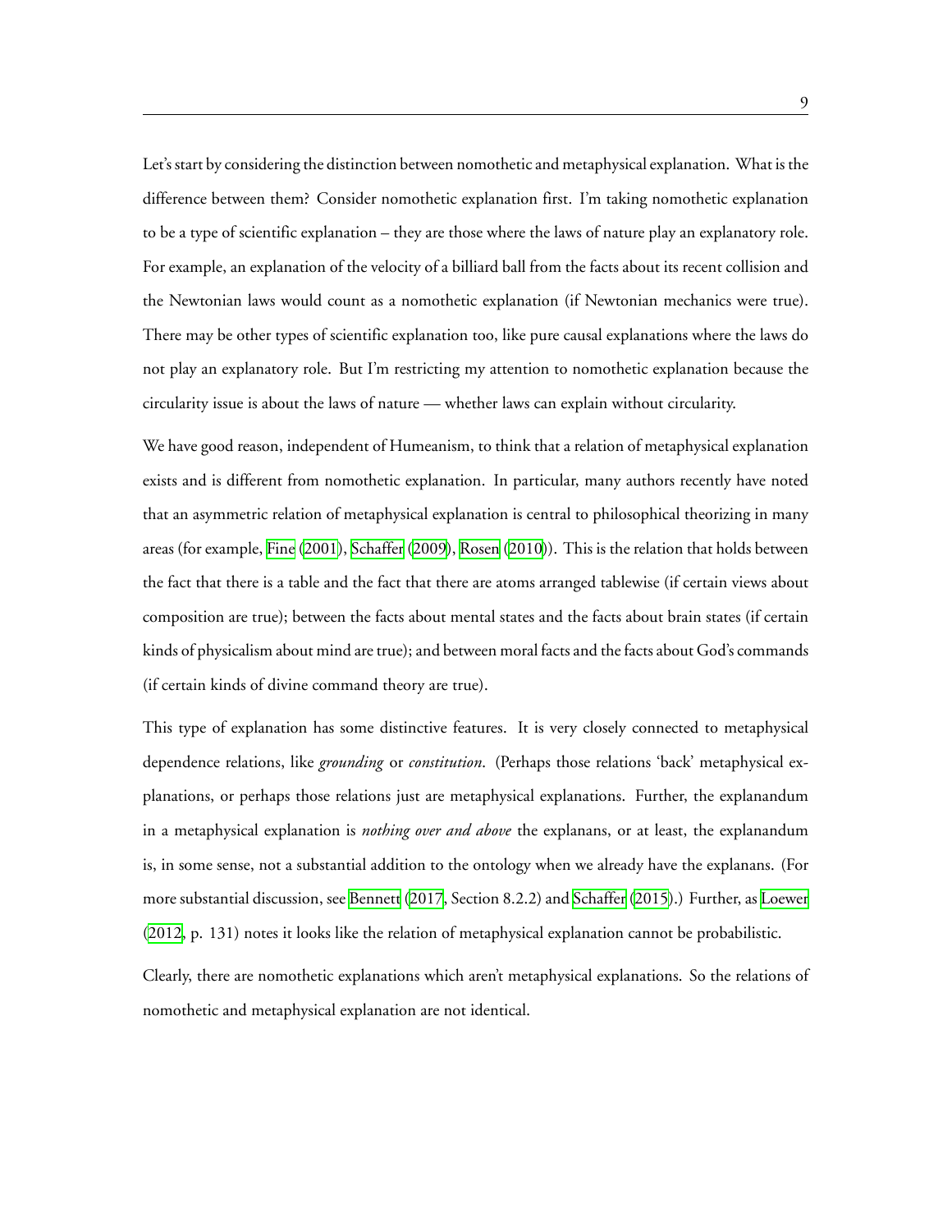Let's start by considering the distinction between nomothetic and metaphysical explanation. What is the difference between them? Consider nomothetic explanation first. I'm taking nomothetic explanation to be a type of scientific explanation – they are those where the laws of nature play an explanatory role. For example, an explanation of the velocity of a billiard ball from the facts about its recent collision and the Newtonian laws would count as a nomothetic explanation (if Newtonian mechanics were true). There may be other types of scientific explanation too, like pure causal explanations where the laws do not play an explanatory role. But I'm restricting my attention to nomothetic explanation because the circularity issue is about the laws of nature — whether laws can explain without circularity.

We have good reason, independent of Humeanism, to think that a relation of metaphysical explanation exists and is different from nomothetic explanation. In particular, many authors recently have noted that an asymmetric relation of metaphysical explanation is central to philosophical theorizing in many areas (for example, Fine (2001), Schaffer (2009), Rosen (2010)). This is the relation that holds between the fact that there is a table and the fact that there are atoms arranged tablewise (if certain views about composition are true); between the facts about mental states and the facts about brain states (if certain kinds of physicalism about mind are true); and between moral facts and the facts about God's commands (if certain kinds of divine command theory are true).

This type of explanation has some distinctive features. It is very closely connected to metaphysical dependence relations, like *grounding* or *constitution*. (Perhaps those relations 'back' metaphysical explanations, or perhaps those relations just are metaphysical explanations. Further, the explanandum in a metaphysical explanation is *nothing over and above* the explanans, or at least, the explanandum is, in some sense, not a substantial addition to the ontology when we already have the explanans. (For more substantial discussion, see Bennett (2017, Section 8.2.2) and Schaffer (2015).) Further, as Loewer (2012, p. 131) notes it looks like the relation of metaphysical explanation cannot be probabilistic.

Clearly, there are nomothetic explanations which aren't metaphysical explanations. So the relations of nomothetic and metaphysical explanation are not identical.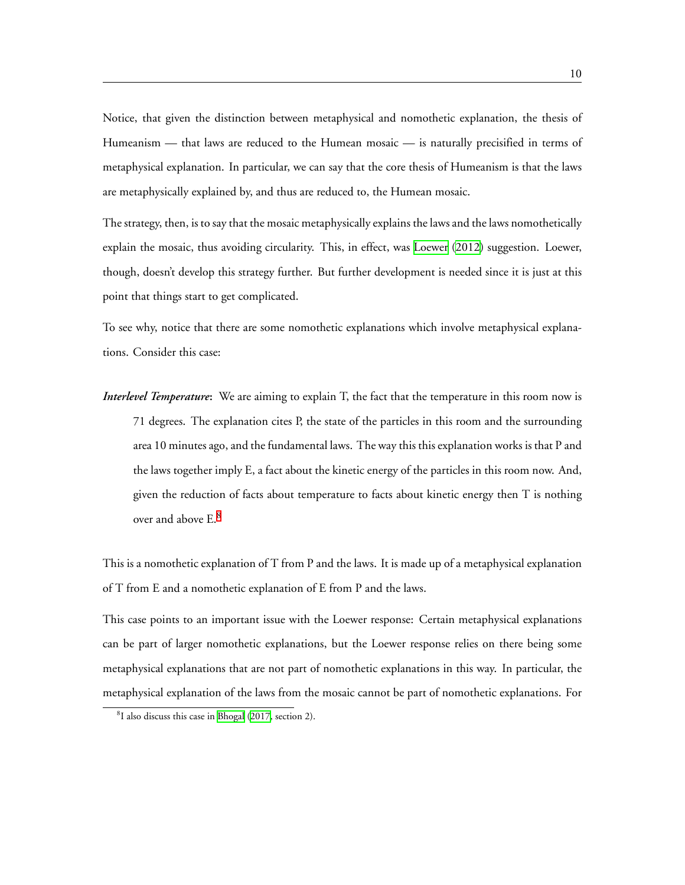Notice, that given the distinction between metaphysical and nomothetic explanation, the thesis of Humeanism — that laws are reduced to the Humean mosaic — is naturally precisified in terms of metaphysical explanation. In particular, we can say that the core thesis of Humeanism is that the laws are metaphysically explained by, and thus are reduced to, the Humean mosaic.

The strategy, then, is to say that the mosaic metaphysically explains the laws and the laws nomothetically explain the mosaic, thus avoiding circularity. This, in effect, was Loewer (2012) suggestion. Loewer, though, doesn't develop this strategy further. But further development is needed since it is just at this point that things start to get complicated.

To see why, notice that there are some nomothetic explanations which involve metaphysical explanations. Consider this case:

***Interlevel Temperature***: We are aiming to explain T, the fact that the temperature in this room now is 71 degrees. The explanation cites P, the state of the particles in this room and the surrounding area 10 minutes ago, and the fundamental laws. The way this this explanation works is that P and the laws together imply E, a fact about the kinetic energy of the particles in this room now. And, given the reduction of facts about temperature to facts about kinetic energy then T is nothing over and above E.[8]

This is a nomothetic explanation of T from P and the laws. It is made up of a metaphysical explanation of T from E and a nomothetic explanation of E from P and the laws.

This case points to an important issue with the Loewer response: Certain metaphysical explanations can be part of larger nomothetic explanations, but the Loewer response relies on there being some metaphysical explanations that are not part of nomothetic explanations in this way. In particular, the metaphysical explanation of the laws from the mosaic cannot be part of nomothetic explanations. For

[8] I also discuss this case in Bhogal (2017, section 2).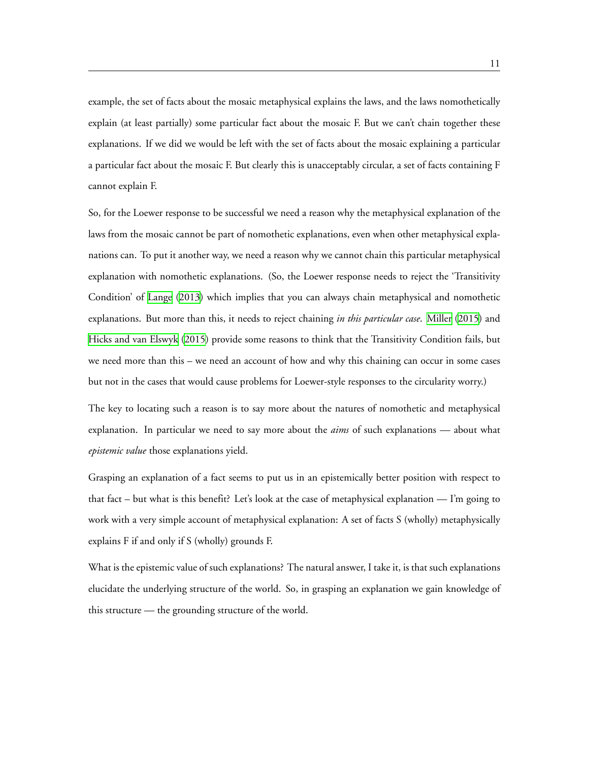example, the set of facts about the mosaic metaphysical explains the laws, and the laws nomothetically explain (at least partially) some particular fact about the mosaic F. But we can't chain together these explanations. If we did we would be left with the set of facts about the mosaic explaining a particular a particular fact about the mosaic F. But clearly this is unacceptably circular, a set of facts containing F cannot explain F.

So, for the Loewer response to be successful we need a reason why the metaphysical explanation of the laws from the mosaic cannot be part of nomothetic explanations, even when other metaphysical explanations can. To put it another way, we need a reason why we cannot chain this particular metaphysical explanation with nomothetic explanations. (So, the Loewer response needs to reject the 'Transitivity Condition' of Lange (2013) which implies that you can always chain metaphysical and nomothetic explanations. But more than this, it needs to reject chaining *in this particular case*. Miller (2015) and Hicks and van Elswyk (2015) provide some reasons to think that the Transitivity Condition fails, but we need more than this – we need an account of how and why this chaining can occur in some cases but not in the cases that would cause problems for Loewer-style responses to the circularity worry.)

The key to locating such a reason is to say more about the natures of nomothetic and metaphysical explanation. In particular we need to say more about the *aims* of such explanations — about what *epistemic value* those explanations yield.

Grasping an explanation of a fact seems to put us in an epistemically better position with respect to that fact – but what is this benefit? Let's look at the case of metaphysical explanation — I'm going to work with a very simple account of metaphysical explanation: A set of facts S (wholly) metaphysically explains F if and only if S (wholly) grounds F.

What is the epistemic value of such explanations? The natural answer, I take it, is that such explanations elucidate the underlying structure of the world. So, in grasping an explanation we gain knowledge of this structure — the grounding structure of the world.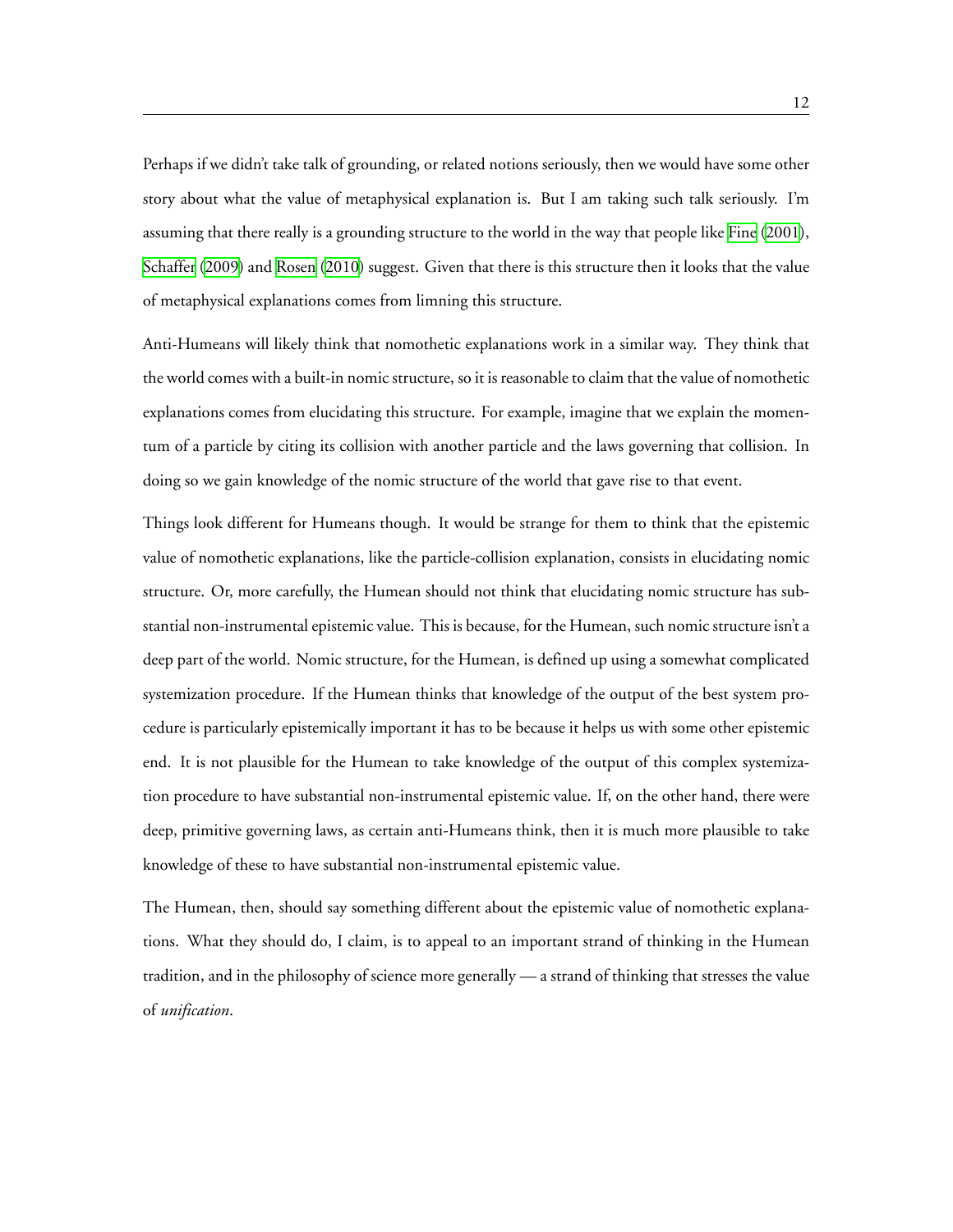Perhaps if we didn't take talk of grounding, or related notions seriously, then we would have some other story about what the value of metaphysical explanation is. But I am taking such talk seriously. I'm assuming that there really is a grounding structure to the world in the way that people like Fine (2001), Schaffer (2009) and Rosen (2010) suggest. Given that there is this structure then it looks that the value of metaphysical explanations comes from limning this structure.

Anti-Humeans will likely think that nomothetic explanations work in a similar way. They think that the world comes with a built-in nomic structure, so it is reasonable to claim that the value of nomothetic explanations comes from elucidating this structure. For example, imagine that we explain the momentum of a particle by citing its collision with another particle and the laws governing that collision. In doing so we gain knowledge of the nomic structure of the world that gave rise to that event.

Things look different for Humeans though. It would be strange for them to think that the epistemic value of nomothetic explanations, like the particle-collision explanation, consists in elucidating nomic structure. Or, more carefully, the Humean should not think that elucidating nomic structure has substantial non-instrumental epistemic value. This is because, for the Humean, such nomic structure isn't a deep part of the world. Nomic structure, for the Humean, is defined up using a somewhat complicated systemization procedure. If the Humean thinks that knowledge of the output of the best system procedure is particularly epistemically important it has to be because it helps us with some other epistemic end. It is not plausible for the Humean to take knowledge of the output of this complex systemization procedure to have substantial non-instrumental epistemic value. If, on the other hand, there were deep, primitive governing laws, as certain anti-Humeans think, then it is much more plausible to take knowledge of these to have substantial non-instrumental epistemic value.

The Humean, then, should say something different about the epistemic value of nomothetic explanations. What they should do, I claim, is to appeal to an important strand of thinking in the Humean tradition, and in the philosophy of science more generally — a strand of thinking that stresses the value of *unification*.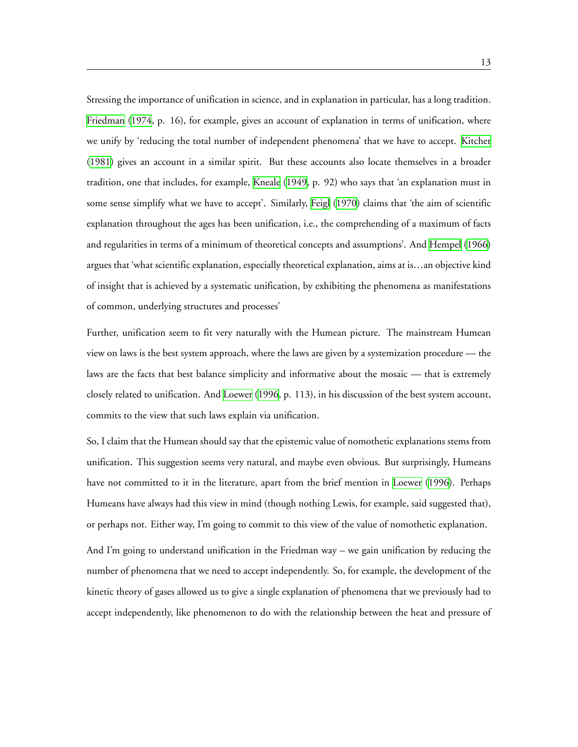Stressing the importance of unification in science, and in explanation in particular, has a long tradition. Friedman (1974, p. 16), for example, gives an account of explanation in terms of unification, where we unify by 'reducing the total number of independent phenomena' that we have to accept. Kitcher (1981) gives an account in a similar spirit. But these accounts also locate themselves in a broader tradition, one that includes, for example, Kneale (1949, p. 92) who says that 'an explanation must in some sense simplify what we have to accept'. Similarly, Feigl (1970) claims that 'the aim of scientific explanation throughout the ages has been unification, i.e., the comprehending of a maximum of facts and regularities in terms of a minimum of theoretical concepts and assumptions'. And Hempel (1966) argues that 'what scientific explanation, especially theoretical explanation, aims at is…an objective kind of insight that is achieved by a systematic unification, by exhibiting the phenomena as manifestations of common, underlying structures and processes'

Further, unification seem to fit very naturally with the Humean picture. The mainstream Humean view on laws is the best system approach, where the laws are given by a systemization procedure — the laws are the facts that best balance simplicity and informative about the mosaic — that is extremely closely related to unification. And Loewer (1996, p. 113), in his discussion of the best system account, commits to the view that such laws explain via unification.

So, I claim that the Humean should say that the epistemic value of nomothetic explanations stems from unification. This suggestion seems very natural, and maybe even obvious. But surprisingly, Humeans have not committed to it in the literature, apart from the brief mention in Loewer (1996). Perhaps Humeans have always had this view in mind (though nothing Lewis, for example, said suggested that), or perhaps not. Either way, I'm going to commit to this view of the value of nomothetic explanation.

And I'm going to understand unification in the Friedman way – we gain unification by reducing the number of phenomena that we need to accept independently. So, for example, the development of the kinetic theory of gases allowed us to give a single explanation of phenomena that we previously had to accept independently, like phenomenon to do with the relationship between the heat and pressure of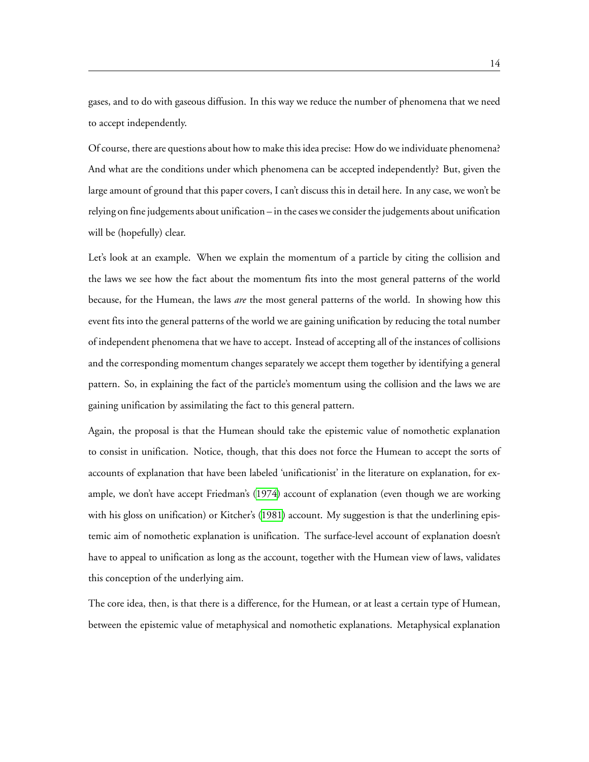gases, and to do with gaseous diffusion. In this way we reduce the number of phenomena that we need to accept independently.

Of course, there are questions about how to make this idea precise: How do we individuate phenomena? And what are the conditions under which phenomena can be accepted independently? But, given the large amount of ground that this paper covers, I can't discuss this in detail here. In any case, we won't be relying on fine judgements about unification – in the cases we consider the judgements about unification will be (hopefully) clear.

Let's look at an example. When we explain the momentum of a particle by citing the collision and the laws we see how the fact about the momentum fits into the most general patterns of the world because, for the Humean, the laws *are* the most general patterns of the world. In showing how this event fits into the general patterns of the world we are gaining unification by reducing the total number of independent phenomena that we have to accept. Instead of accepting all of the instances of collisions and the corresponding momentum changes separately we accept them together by identifying a general pattern. So, in explaining the fact of the particle's momentum using the collision and the laws we are gaining unification by assimilating the fact to this general pattern.

Again, the proposal is that the Humean should take the epistemic value of nomothetic explanation to consist in unification. Notice, though, that this does not force the Humean to accept the sorts of accounts of explanation that have been labeled 'unificationist' in the literature on explanation, for example, we don't have accept Friedman's (1974) account of explanation (even though we are working with his gloss on unification) or Kitcher's (1981) account. My suggestion is that the underlining epistemic aim of nomothetic explanation is unification. The surface-level account of explanation doesn't have to appeal to unification as long as the account, together with the Humean view of laws, validates this conception of the underlying aim.

The core idea, then, is that there is a difference, for the Humean, or at least a certain type of Humean, between the epistemic value of metaphysical and nomothetic explanations. Metaphysical explanation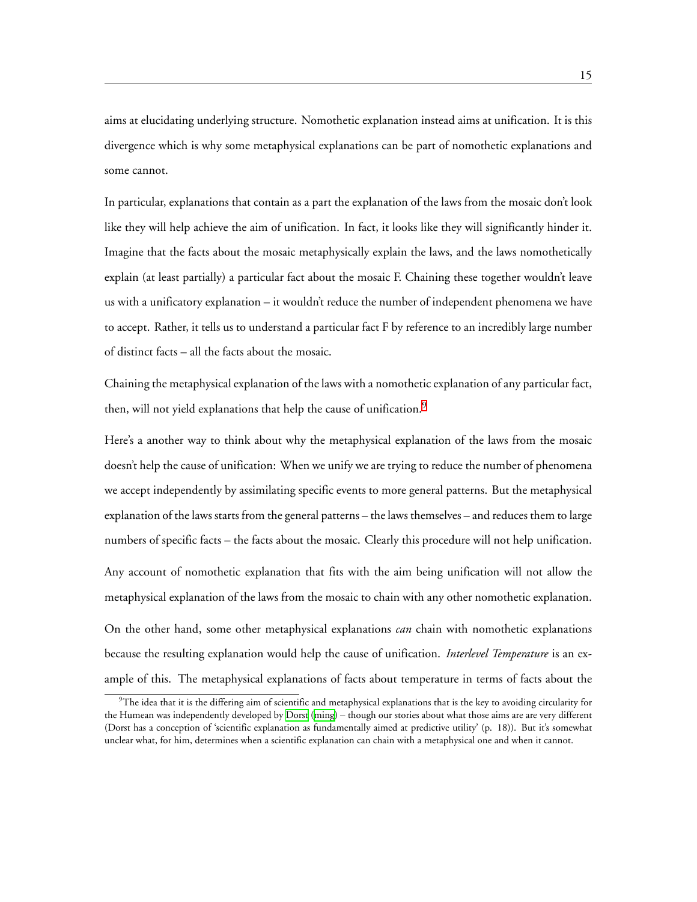aims at elucidating underlying structure. Nomothetic explanation instead aims at unification. It is this divergence which is why some metaphysical explanations can be part of nomothetic explanations and some cannot.

In particular, explanations that contain as a part the explanation of the laws from the mosaic don't look like they will help achieve the aim of unification. In fact, it looks like they will significantly hinder it. Imagine that the facts about the mosaic metaphysically explain the laws, and the laws nomothetically explain (at least partially) a particular fact about the mosaic F. Chaining these together wouldn't leave us with a unificatory explanation – it wouldn't reduce the number of independent phenomena we have to accept. Rather, it tells us to understand a particular fact F by reference to an incredibly large number of distinct facts – all the facts about the mosaic.

Chaining the metaphysical explanation of the laws with a nomothetic explanation of any particular fact, then, will not yield explanations that help the cause of unification.[9]

Here's a another way to think about why the metaphysical explanation of the laws from the mosaic doesn't help the cause of unification: When we unify we are trying to reduce the number of phenomena we accept independently by assimilating specific events to more general patterns. But the metaphysical explanation of the laws starts from the general patterns – the laws themselves – and reduces them to large numbers of specific facts – the facts about the mosaic. Clearly this procedure will not help unification.

Any account of nomothetic explanation that fits with the aim being unification will not allow the metaphysical explanation of the laws from the mosaic to chain with any other nomothetic explanation.

On the other hand, some other metaphysical explanations *can* chain with nomothetic explanations because the resulting explanation would help the cause of unification. *Interlevel Temperature* is an example of this. The metaphysical explanations of facts about temperature in terms of facts about the

[9] The idea that it is the differing aim of scientific and metaphysical explanations that is the key to avoiding circularity for the Humean was independently developed by Dorst (ming) – though our stories about what those aims are are very different (Dorst has a conception of 'scientific explanation as fundamentally aimed at predictive utility' (p. 18)). But it's somewhat unclear what, for him, determines when a scientific explanation can chain with a metaphysical one and when it cannot.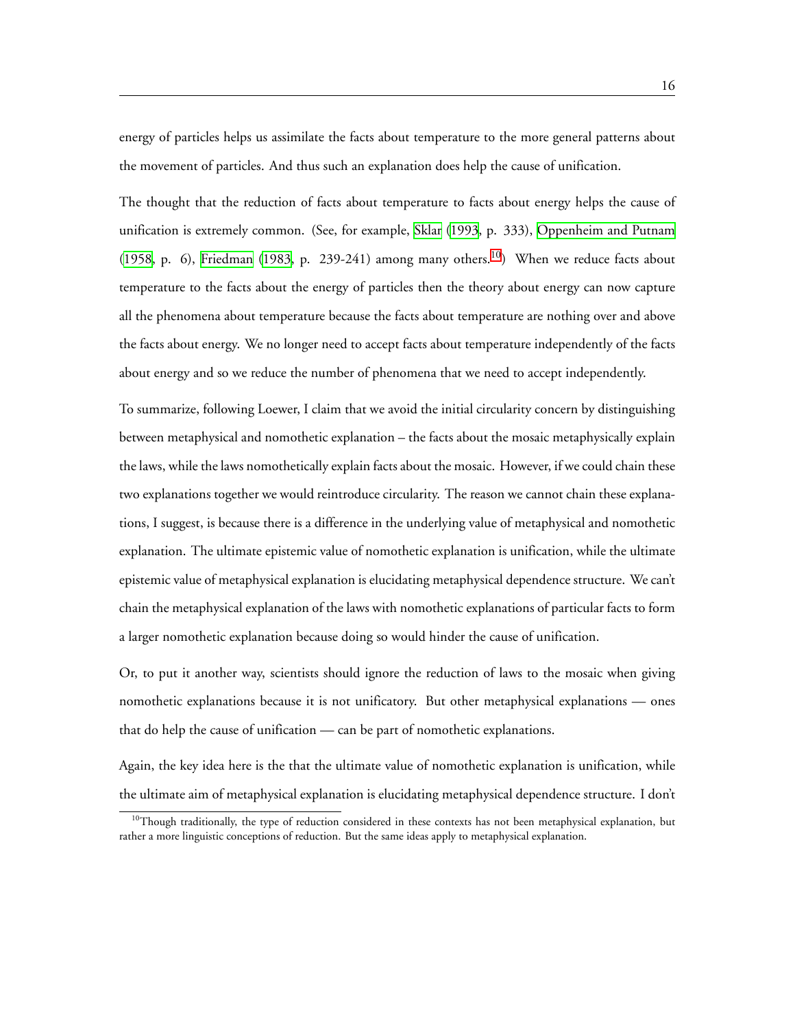energy of particles helps us assimilate the facts about temperature to the more general patterns about the movement of particles. And thus such an explanation does help the cause of unification.

The thought that the reduction of facts about temperature to facts about energy helps the cause of unification is extremely common. (See, for example, Sklar (1993, p. 333), Oppenheim and Putnam (1958, p. 6), Friedman (1983, p. 239-241) among many others.[10]) When we reduce facts about temperature to the facts about the energy of particles then the theory about energy can now capture all the phenomena about temperature because the facts about temperature are nothing over and above the facts about energy. We no longer need to accept facts about temperature independently of the facts about energy and so we reduce the number of phenomena that we need to accept independently.

To summarize, following Loewer, I claim that we avoid the initial circularity concern by distinguishing between metaphysical and nomothetic explanation – the facts about the mosaic metaphysically explain the laws, while the laws nomothetically explain facts about the mosaic. However, if we could chain these two explanations together we would reintroduce circularity. The reason we cannot chain these explanations, I suggest, is because there is a difference in the underlying value of metaphysical and nomothetic explanation. The ultimate epistemic value of nomothetic explanation is unification, while the ultimate epistemic value of metaphysical explanation is elucidating metaphysical dependence structure. We can't chain the metaphysical explanation of the laws with nomothetic explanations of particular facts to form a larger nomothetic explanation because doing so would hinder the cause of unification.

Or, to put it another way, scientists should ignore the reduction of laws to the mosaic when giving nomothetic explanations because it is not unificatory. But other metaphysical explanations — ones that do help the cause of unification — can be part of nomothetic explanations.

Again, the key idea here is the that the ultimate value of nomothetic explanation is unification, while the ultimate aim of metaphysical explanation is elucidating metaphysical dependence structure. I don't

[10] Though traditionally, the type of reduction considered in these contexts has not been metaphysical explanation, but rather a more linguistic conceptions of reduction. But the same ideas apply to metaphysical explanation.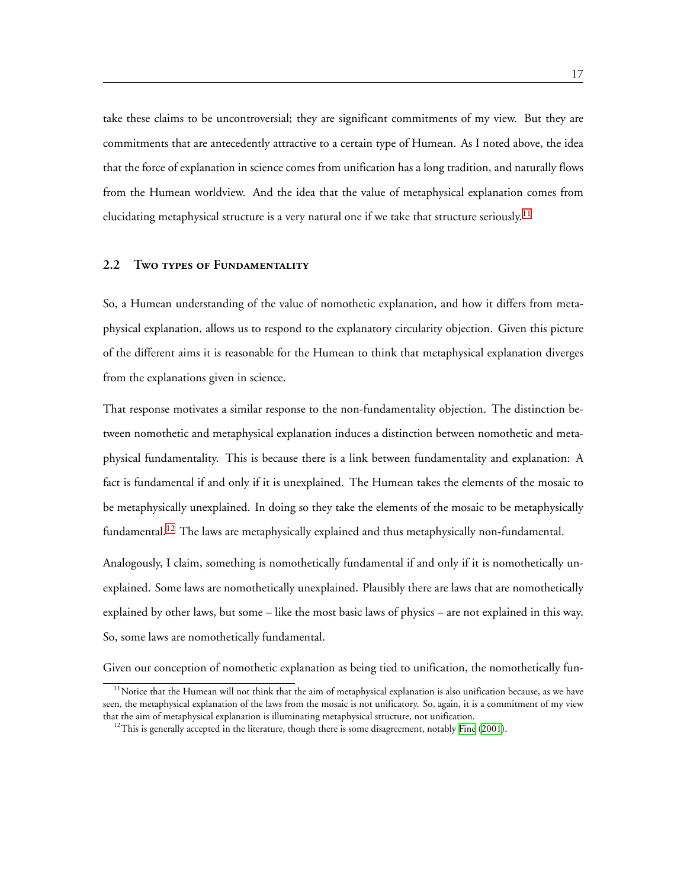take these claims to be uncontroversial; they are significant commitments of my view. But they are commitments that are antecedently attractive to a certain type of Humean. As I noted above, the idea that the force of explanation in science comes from unification has a long tradition, and naturally flows from the Humean worldview. And the idea that the value of metaphysical explanation comes from elucidating metaphysical structure is a very natural one if we take that structure seriously.[11]

## 2.2 Two types of Fundamentality

So, a Humean understanding of the value of nomothetic explanation, and how it differs from metaphysical explanation, allows us to respond to the explanatory circularity objection. Given this picture of the different aims it is reasonable for the Humean to think that metaphysical explanation diverges from the explanations given in science.

That response motivates a similar response to the non-fundamentality objection. The distinction between nomothetic and metaphysical explanation induces a distinction between nomothetic and metaphysical fundamentality. This is because there is a link between fundamentality and explanation: A fact is fundamental if and only if it is unexplained. The Humean takes the elements of the mosaic to be metaphysically unexplained. In doing so they take the elements of the mosaic to be metaphysically fundamental.[12] The laws are metaphysically explained and thus metaphysically non-fundamental.

Analogously, I claim, something is nomothetically fundamental if and only if it is nomothetically unexplained. Some laws are nomothetically unexplained. Plausibly there are laws that are nomothetically explained by other laws, but some – like the most basic laws of physics – are not explained in this way. So, some laws are nomothetically fundamental.

Given our conception of nomothetic explanation as being tied to unification, the nomothetically fun-

[11] Notice that the Humean will not think that the aim of metaphysical explanation is also unification because, as we have seen, the metaphysical explanation of the laws from the mosaic is not unificatory. So, again, it is a commitment of my view that the aim of metaphysical explanation is illuminating metaphysical structure, not unification.

[12] This is generally accepted in the literature, though there is some disagreement, notably Fine (2001).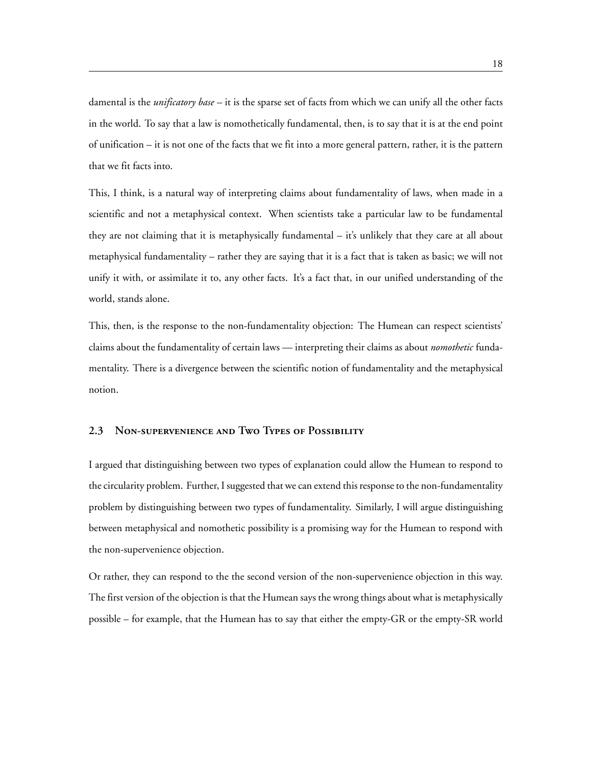damental is the *unificatory base* – it is the sparse set of facts from which we can unify all the other facts in the world. To say that a law is nomothetically fundamental, then, is to say that it is at the end point of unification – it is not one of the facts that we fit into a more general pattern, rather, it is the pattern that we fit facts into.

This, I think, is a natural way of interpreting claims about fundamentality of laws, when made in a scientific and not a metaphysical context. When scientists take a particular law to be fundamental they are not claiming that it is metaphysically fundamental – it's unlikely that they care at all about metaphysical fundamentality – rather they are saying that it is a fact that is taken as basic; we will not unify it with, or assimilate it to, any other facts. It's a fact that, in our unified understanding of the world, stands alone.

This, then, is the response to the non-fundamentality objection: The Humean can respect scientists' claims about the fundamentality of certain laws — interpreting their claims as about *nomothetic* fundamentality. There is a divergence between the scientific notion of fundamentality and the metaphysical notion.

### 2.3 Non-supervenience and Two Types of Possibility

I argued that distinguishing between two types of explanation could allow the Humean to respond to the circularity problem. Further, I suggested that we can extend this response to the non-fundamentality problem by distinguishing between two types of fundamentality. Similarly, I will argue distinguishing between metaphysical and nomothetic possibility is a promising way for the Humean to respond with the non-supervenience objection.

Or rather, they can respond to the the second version of the non-supervenience objection in this way. The first version of the objection is that the Humean says the wrong things about what is metaphysically possible – for example, that the Humean has to say that either the empty-GR or the empty-SR world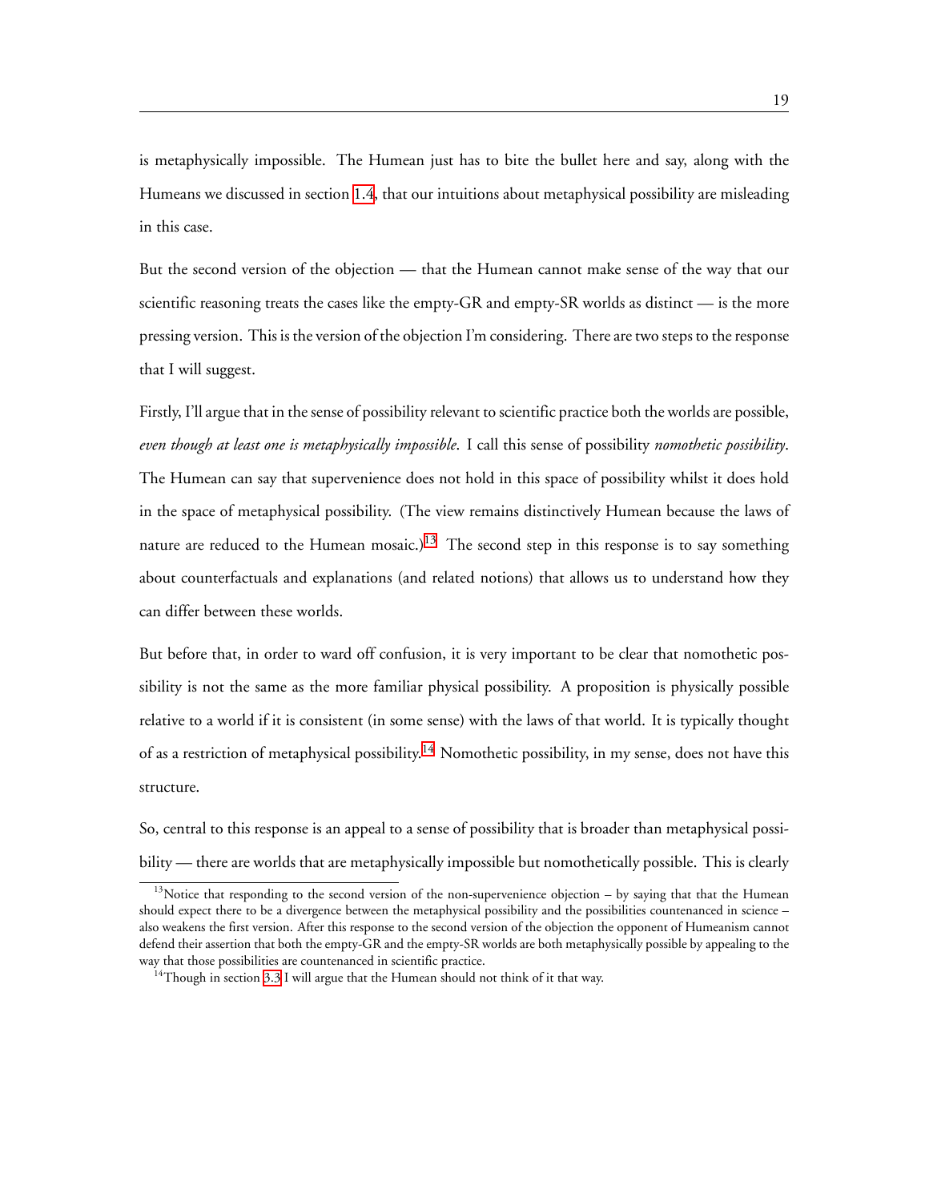is metaphysically impossible. The Humean just has to bite the bullet here and say, along with the Humeans we discussed in section 1.4, that our intuitions about metaphysical possibility are misleading in this case.

But the second version of the objection — that the Humean cannot make sense of the way that our scientific reasoning treats the cases like the empty-GR and empty-SR worlds as distinct — is the more pressing version. This is the version of the objection I'm considering. There are two steps to the response that I will suggest.

Firstly, I'll argue that in the sense of possibility relevant to scientific practice both the worlds are possible, *even though at least one is metaphysically impossible*. I call this sense of possibility *nomothetic possibility*. The Humean can say that supervenience does not hold in this space of possibility whilst it does hold in the space of metaphysical possibility. (The view remains distinctively Humean because the laws of nature are reduced to the Humean mosaic.)[13] The second step in this response is to say something about counterfactuals and explanations (and related notions) that allows us to understand how they can differ between these worlds.

But before that, in order to ward off confusion, it is very important to be clear that nomothetic possibility is not the same as the more familiar physical possibility. A proposition is physically possible relative to a world if it is consistent (in some sense) with the laws of that world. It is typically thought of as a restriction of metaphysical possibility.[14] Nomothetic possibility, in my sense, does not have this structure.

So, central to this response is an appeal to a sense of possibility that is broader than metaphysical possibility — there are worlds that are metaphysically impossible but nomothetically possible. This is clearly

[13] Notice that responding to the second version of the non-supervenience objection – by saying that that the Humean should expect there to be a divergence between the metaphysical possibility and the possibilities countenanced in science – also weakens the first version. After this response to the second version of the objection the opponent of Humeanism cannot defend their assertion that both the empty-GR and the empty-SR worlds are both metaphysically possible by appealing to the way that those possibilities are countenanced in scientific practice.

[14] Though in section 3.3 I will argue that the Humean should not think of it that way.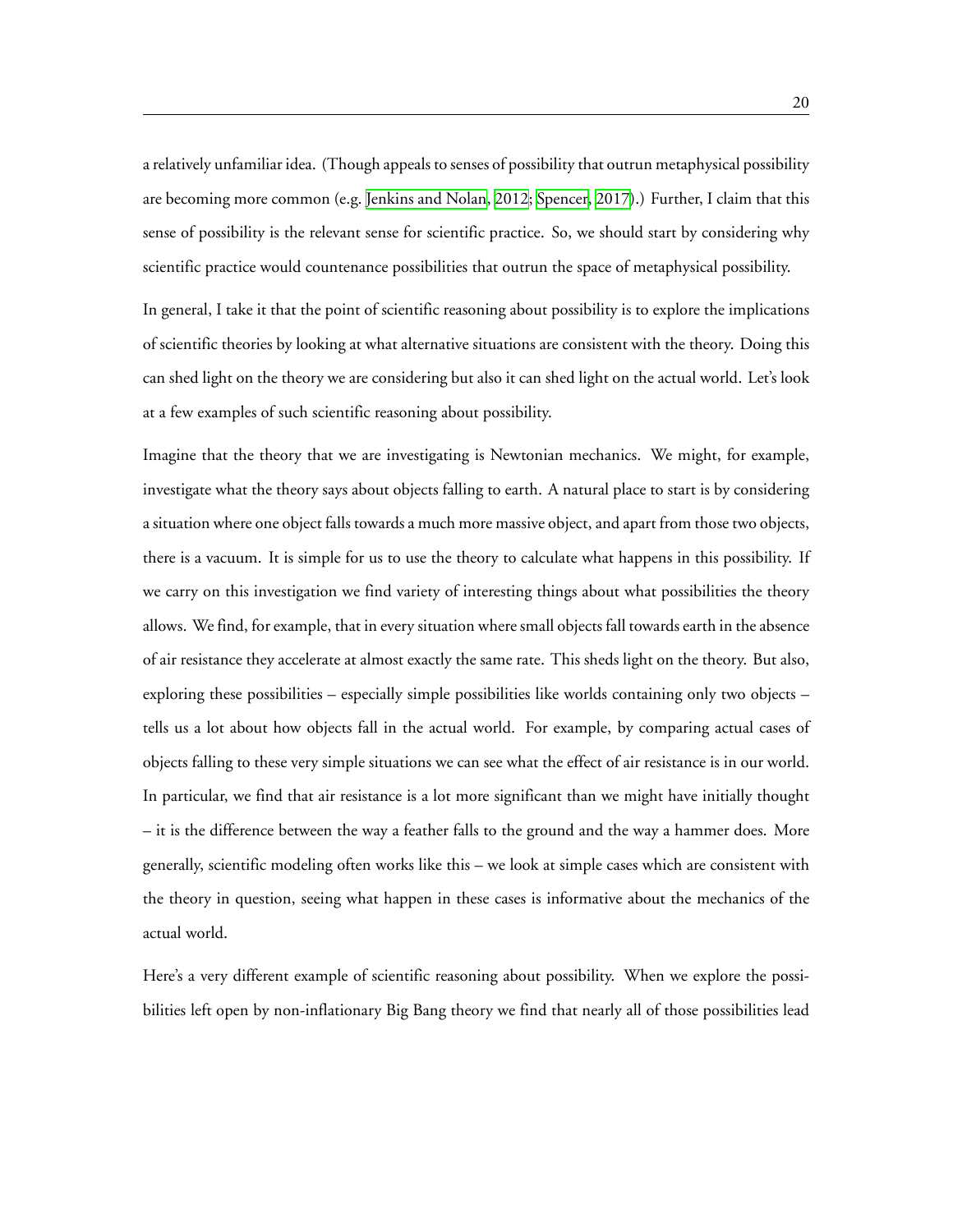a relatively unfamiliar idea. (Though appeals to senses of possibility that outrun metaphysical possibility are becoming more common (e.g. Jenkins and Nolan, 2012; Spencer, 2017).) Further, I claim that this sense of possibility is the relevant sense for scientific practice. So, we should start by considering why scientific practice would countenance possibilities that outrun the space of metaphysical possibility.

In general, I take it that the point of scientific reasoning about possibility is to explore the implications of scientific theories by looking at what alternative situations are consistent with the theory. Doing this can shed light on the theory we are considering but also it can shed light on the actual world. Let's look at a few examples of such scientific reasoning about possibility.

Imagine that the theory that we are investigating is Newtonian mechanics. We might, for example, investigate what the theory says about objects falling to earth. A natural place to start is by considering a situation where one object falls towards a much more massive object, and apart from those two objects, there is a vacuum. It is simple for us to use the theory to calculate what happens in this possibility. If we carry on this investigation we find variety of interesting things about what possibilities the theory allows. We find, for example, that in every situation where small objects fall towards earth in the absence of air resistance they accelerate at almost exactly the same rate. This sheds light on the theory. But also, exploring these possibilities – especially simple possibilities like worlds containing only two objects – tells us a lot about how objects fall in the actual world. For example, by comparing actual cases of objects falling to these very simple situations we can see what the effect of air resistance is in our world. In particular, we find that air resistance is a lot more significant than we might have initially thought – it is the difference between the way a feather falls to the ground and the way a hammer does. More generally, scientific modeling often works like this – we look at simple cases which are consistent with the theory in question, seeing what happen in these cases is informative about the mechanics of the actual world.

Here's a very different example of scientific reasoning about possibility. When we explore the possibilities left open by non-inflationary Big Bang theory we find that nearly all of those possibilities lead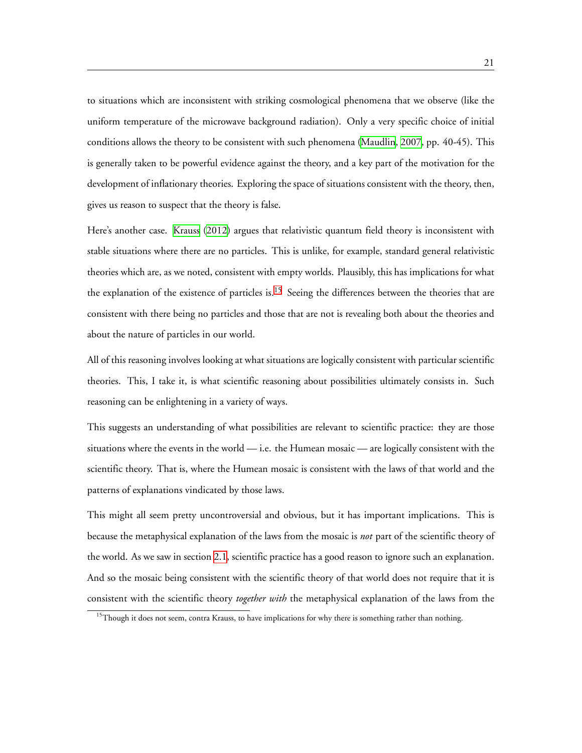to situations which are inconsistent with striking cosmological phenomena that we observe (like the uniform temperature of the microwave background radiation). Only a very specific choice of initial conditions allows the theory to be consistent with such phenomena (Maudlin, 2007, pp. 40-45). This is generally taken to be powerful evidence against the theory, and a key part of the motivation for the development of inflationary theories. Exploring the space of situations consistent with the theory, then, gives us reason to suspect that the theory is false.

Here's another case. Krauss (2012) argues that relativistic quantum field theory is inconsistent with stable situations where there are no particles. This is unlike, for example, standard general relativistic theories which are, as we noted, consistent with empty worlds. Plausibly, this has implications for what the explanation of the existence of particles is.[15] Seeing the differences between the theories that are consistent with there being no particles and those that are not is revealing both about the theories and about the nature of particles in our world.

All of this reasoning involves looking at what situations are logically consistent with particular scientific theories. This, I take it, is what scientific reasoning about possibilities ultimately consists in. Such reasoning can be enlightening in a variety of ways.

This suggests an understanding of what possibilities are relevant to scientific practice: they are those situations where the events in the world — i.e. the Humean mosaic — are logically consistent with the scientific theory. That is, where the Humean mosaic is consistent with the laws of that world and the patterns of explanations vindicated by those laws.

This might all seem pretty uncontroversial and obvious, but it has important implications. This is because the metaphysical explanation of the laws from the mosaic is *not* part of the scientific theory of the world. As we saw in section 2.1, scientific practice has a good reason to ignore such an explanation. And so the mosaic being consistent with the scientific theory of that world does not require that it is consistent with the scientific theory *together with* the metaphysical explanation of the laws from the

[15] Though it does not seem, contra Krauss, to have implications for why there is something rather than nothing.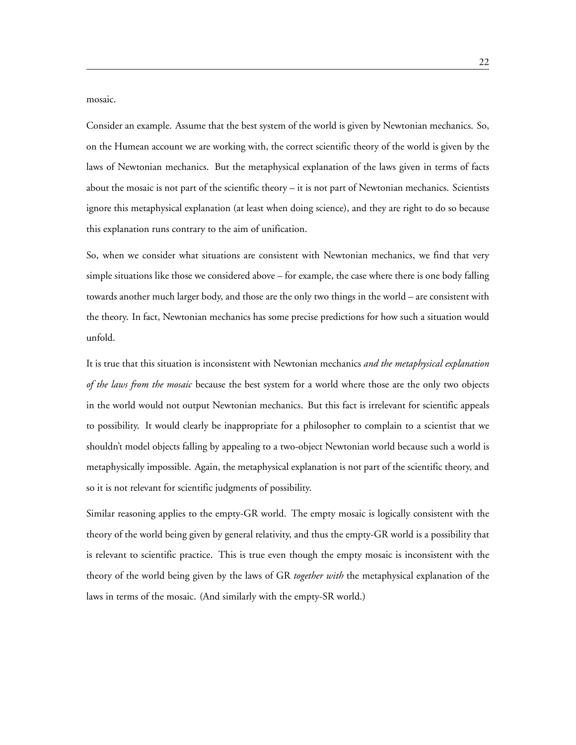mosaic.

Consider an example. Assume that the best system of the world is given by Newtonian mechanics. So, on the Humean account we are working with, the correct scientific theory of the world is given by the laws of Newtonian mechanics. But the metaphysical explanation of the laws given in terms of facts about the mosaic is not part of the scientific theory – it is not part of Newtonian mechanics. Scientists ignore this metaphysical explanation (at least when doing science), and they are right to do so because this explanation runs contrary to the aim of unification.

So, when we consider what situations are consistent with Newtonian mechanics, we find that very simple situations like those we considered above – for example, the case where there is one body falling towards another much larger body, and those are the only two things in the world – are consistent with the theory. In fact, Newtonian mechanics has some precise predictions for how such a situation would unfold.

It is true that this situation is inconsistent with Newtonian mechanics *and the metaphysical explanation of the laws from the mosaic* because the best system for a world where those are the only two objects in the world would not output Newtonian mechanics. But this fact is irrelevant for scientific appeals to possibility. It would clearly be inappropriate for a philosopher to complain to a scientist that we shouldn't model objects falling by appealing to a two-object Newtonian world because such a world is metaphysically impossible. Again, the metaphysical explanation is not part of the scientific theory, and so it is not relevant for scientific judgments of possibility.

Similar reasoning applies to the empty-GR world. The empty mosaic is logically consistent with the theory of the world being given by general relativity, and thus the empty-GR world is a possibility that is relevant to scientific practice. This is true even though the empty mosaic is inconsistent with the theory of the world being given by the laws of GR *together with* the metaphysical explanation of the laws in terms of the mosaic. (And similarly with the empty-SR world.)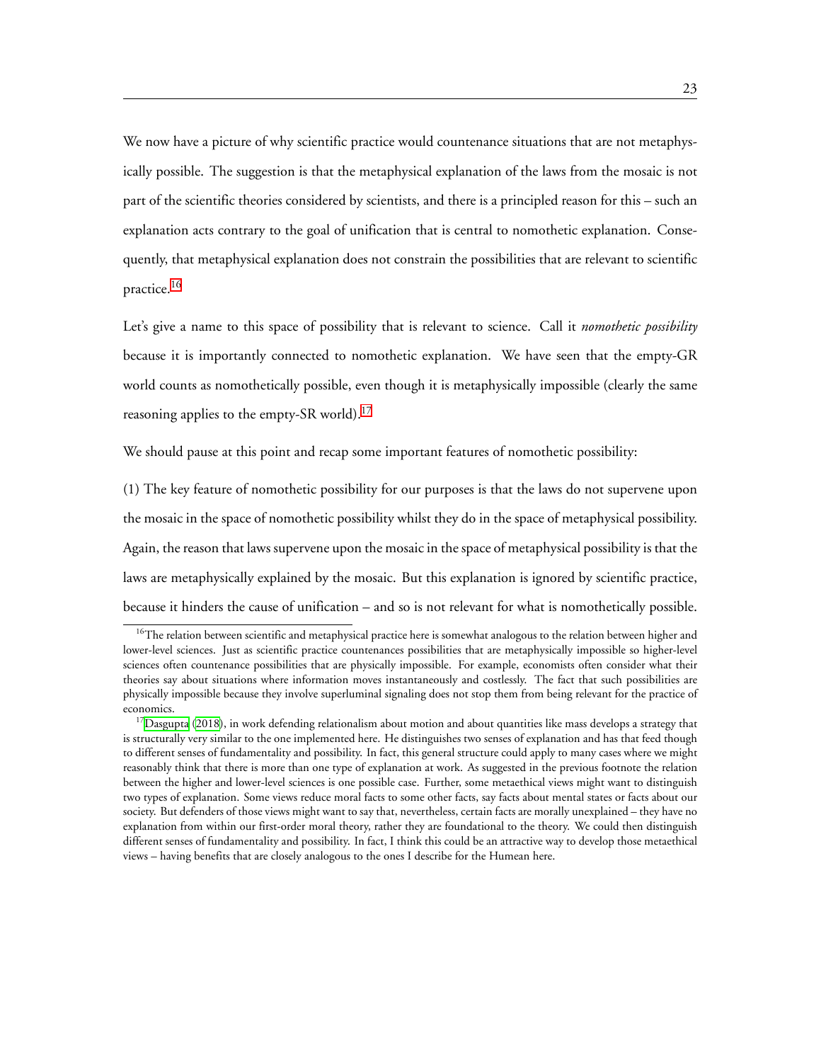We now have a picture of why scientific practice would countenance situations that are not metaphysically possible. The suggestion is that the metaphysical explanation of the laws from the mosaic is not part of the scientific theories considered by scientists, and there is a principled reason for this – such an explanation acts contrary to the goal of unification that is central to nomothetic explanation. Consequently, that metaphysical explanation does not constrain the possibilities that are relevant to scientific practice.[16]

Let's give a name to this space of possibility that is relevant to science. Call it *nomothetic possibility* because it is importantly connected to nomothetic explanation. We have seen that the empty-GR world counts as nomothetically possible, even though it is metaphysically impossible (clearly the same reasoning applies to the empty-SR world).[17]

We should pause at this point and recap some important features of nomothetic possibility:

(1) The key feature of nomothetic possibility for our purposes is that the laws do not supervene upon the mosaic in the space of nomothetic possibility whilst they do in the space of metaphysical possibility. Again, the reason that laws supervene upon the mosaic in the space of metaphysical possibility is that the laws are metaphysically explained by the mosaic. But this explanation is ignored by scientific practice, because it hinders the cause of unification – and so is not relevant for what is nomothetically possible.

[16] The relation between scientific and metaphysical practice here is somewhat analogous to the relation between higher and lower-level sciences. Just as scientific practice countenances possibilities that are metaphysically impossible so higher-level sciences often countenance possibilities that are physically impossible. For example, economists often consider what their theories say about situations where information moves instantaneously and costlessly. The fact that such possibilities are physically impossible because they involve superluminal signaling does not stop them from being relevant for the practice of economics.

[17] Dasgupta (2018), in work defending relationalism about motion and about quantities like mass develops a strategy that is structurally very similar to the one implemented here. He distinguishes two senses of explanation and has that feed though to different senses of fundamentality and possibility. In fact, this general structure could apply to many cases where we might reasonably think that there is more than one type of explanation at work. As suggested in the previous footnote the relation between the higher and lower-level sciences is one possible case. Further, some metaethical views might want to distinguish two types of explanation. Some views reduce moral facts to some other facts, say facts about mental states or facts about our society. But defenders of those views might want to say that, nevertheless, certain facts are morally unexplained – they have no explanation from within our first-order moral theory, rather they are foundational to the theory. We could then distinguish different senses of fundamentality and possibility. In fact, I think this could be an attractive way to develop those metaethical views – having benefits that are closely analogous to the ones I describe for the Humean here.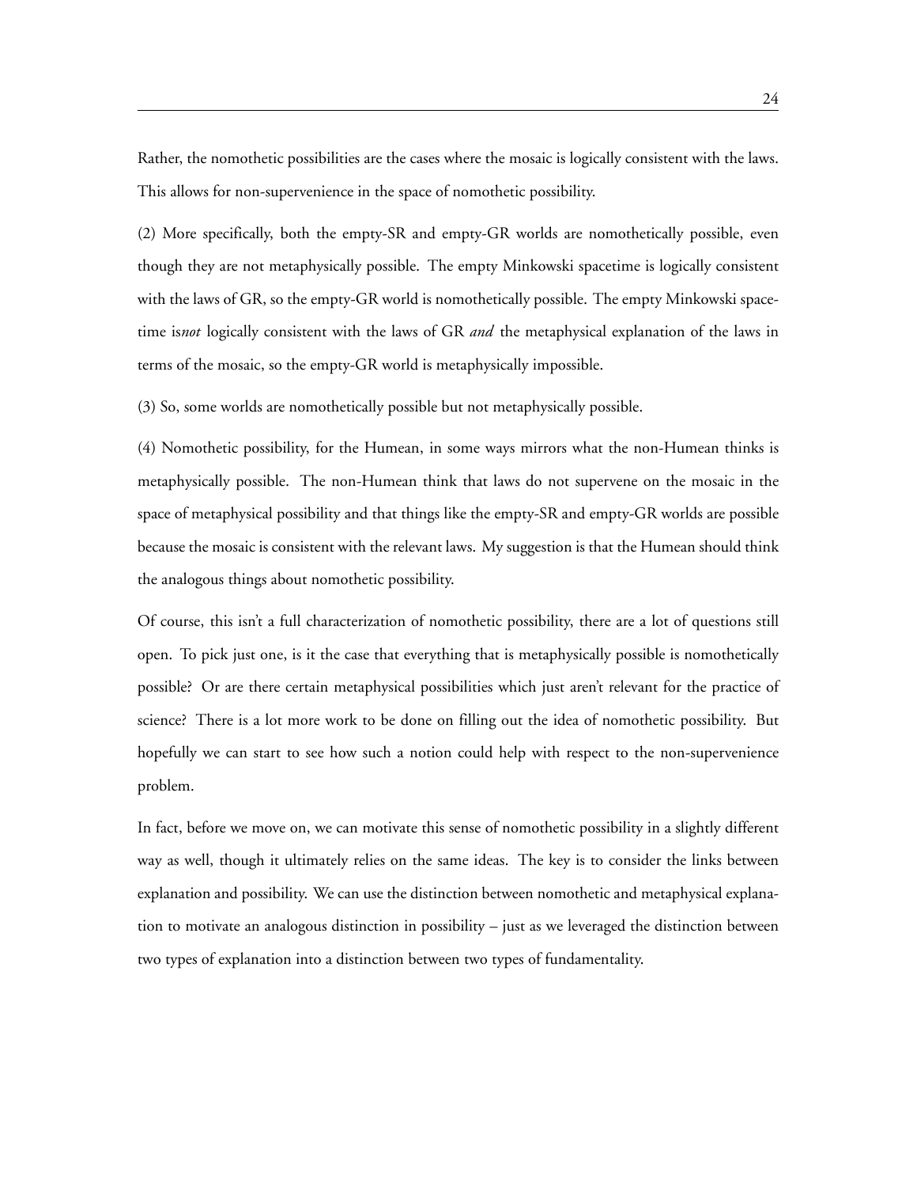Rather, the nomothetic possibilities are the cases where the mosaic is logically consistent with the laws. This allows for non-supervenience in the space of nomothetic possibility.

(2) More specifically, both the empty-SR and empty-GR worlds are nomothetically possible, even though they are not metaphysically possible. The empty Minkowski spacetime is logically consistent with the laws of GR, so the empty-GR world is nomothetically possible. The empty Minkowski spacetime is*not* logically consistent with the laws of GR *and* the metaphysical explanation of the laws in terms of the mosaic, so the empty-GR world is metaphysically impossible.

(3) So, some worlds are nomothetically possible but not metaphysically possible.

(4) Nomothetic possibility, for the Humean, in some ways mirrors what the non-Humean thinks is metaphysically possible. The non-Humean think that laws do not supervene on the mosaic in the space of metaphysical possibility and that things like the empty-SR and empty-GR worlds are possible because the mosaic is consistent with the relevant laws. My suggestion is that the Humean should think the analogous things about nomothetic possibility.

Of course, this isn't a full characterization of nomothetic possibility, there are a lot of questions still open. To pick just one, is it the case that everything that is metaphysically possible is nomothetically possible? Or are there certain metaphysical possibilities which just aren't relevant for the practice of science? There is a lot more work to be done on filling out the idea of nomothetic possibility. But hopefully we can start to see how such a notion could help with respect to the non-supervenience problem.

In fact, before we move on, we can motivate this sense of nomothetic possibility in a slightly different way as well, though it ultimately relies on the same ideas. The key is to consider the links between explanation and possibility. We can use the distinction between nomothetic and metaphysical explanation to motivate an analogous distinction in possibility – just as we leveraged the distinction between two types of explanation into a distinction between two types of fundamentality.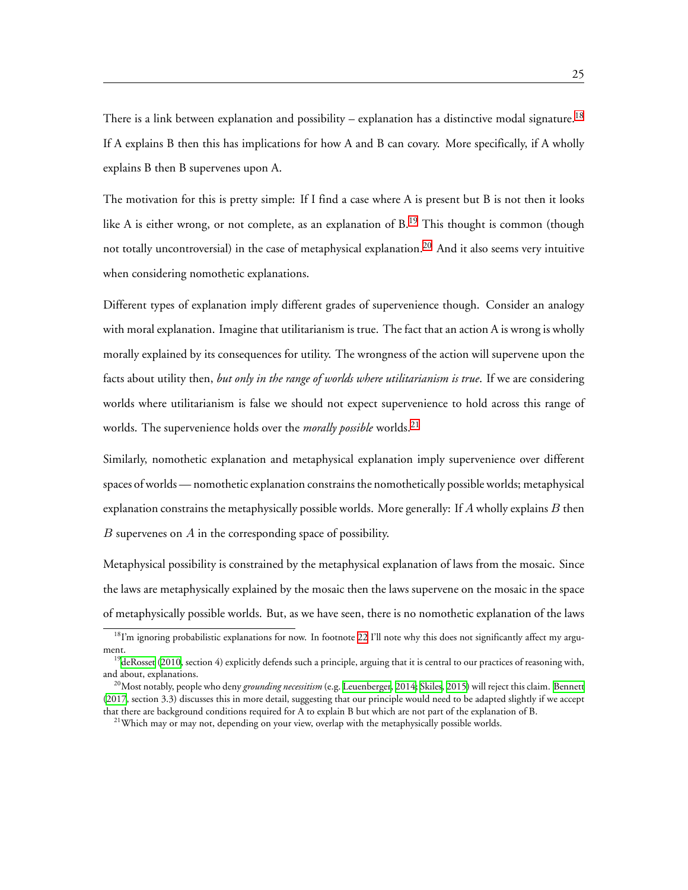There is a link between explanation and possibility – explanation has a distinctive modal signature.[18] If A explains B then this has implications for how A and B can covary. More specifically, if A wholly explains B then B supervenes upon A.

The motivation for this is pretty simple: If I find a case where A is present but B is not then it looks like A is either wrong, or not complete, as an explanation of B.[19] This thought is common (though not totally uncontroversial) in the case of metaphysical explanation.[20] And it also seems very intuitive when considering nomothetic explanations.

Different types of explanation imply different grades of supervenience though. Consider an analogy with moral explanation. Imagine that utilitarianism is true. The fact that an action A is wrong is wholly morally explained by its consequences for utility. The wrongness of the action will supervene upon the facts about utility then, *but only in the range of worlds where utilitarianism is true*. If we are considering worlds where utilitarianism is false we should not expect supervenience to hold across this range of worlds. The supervenience holds over the *morally possible* worlds.[21]

Similarly, nomothetic explanation and metaphysical explanation imply supervenience over different spaces of worlds — nomothetic explanation constrains the nomothetically possible worlds; metaphysical explanation constrains the metaphysically possible worlds. More generally: If $A$ wholly explains $B$ then $B$ supervenes on $A$ in the corresponding space of possibility.

Metaphysical possibility is constrained by the metaphysical explanation of laws from the mosaic. Since the laws are metaphysically explained by the mosaic then the laws supervene on the mosaic in the space of metaphysically possible worlds. But, as we have seen, there is no nomothetic explanation of the laws

---

[18] I'm ignoring probabilistic explanations for now. In footnote 22 I'll note why this does not significantly affect my argument.

[19] deRosset (2010, section 4) explicitly defends such a principle, arguing that it is central to our practices of reasoning with, and about, explanations.

[20] Most notably, people who deny *grounding necessitism* (e.g. Leuenberger, 2014; Skiles, 2015) will reject this claim. Bennett (2017, section 3.3) discusses this in more detail, suggesting that our principle would need to be adapted slightly if we accept that there are background conditions required for A to explain B but which are not part of the explanation of B.

[21] Which may or may not, depending on your view, overlap with the metaphysically possible worlds.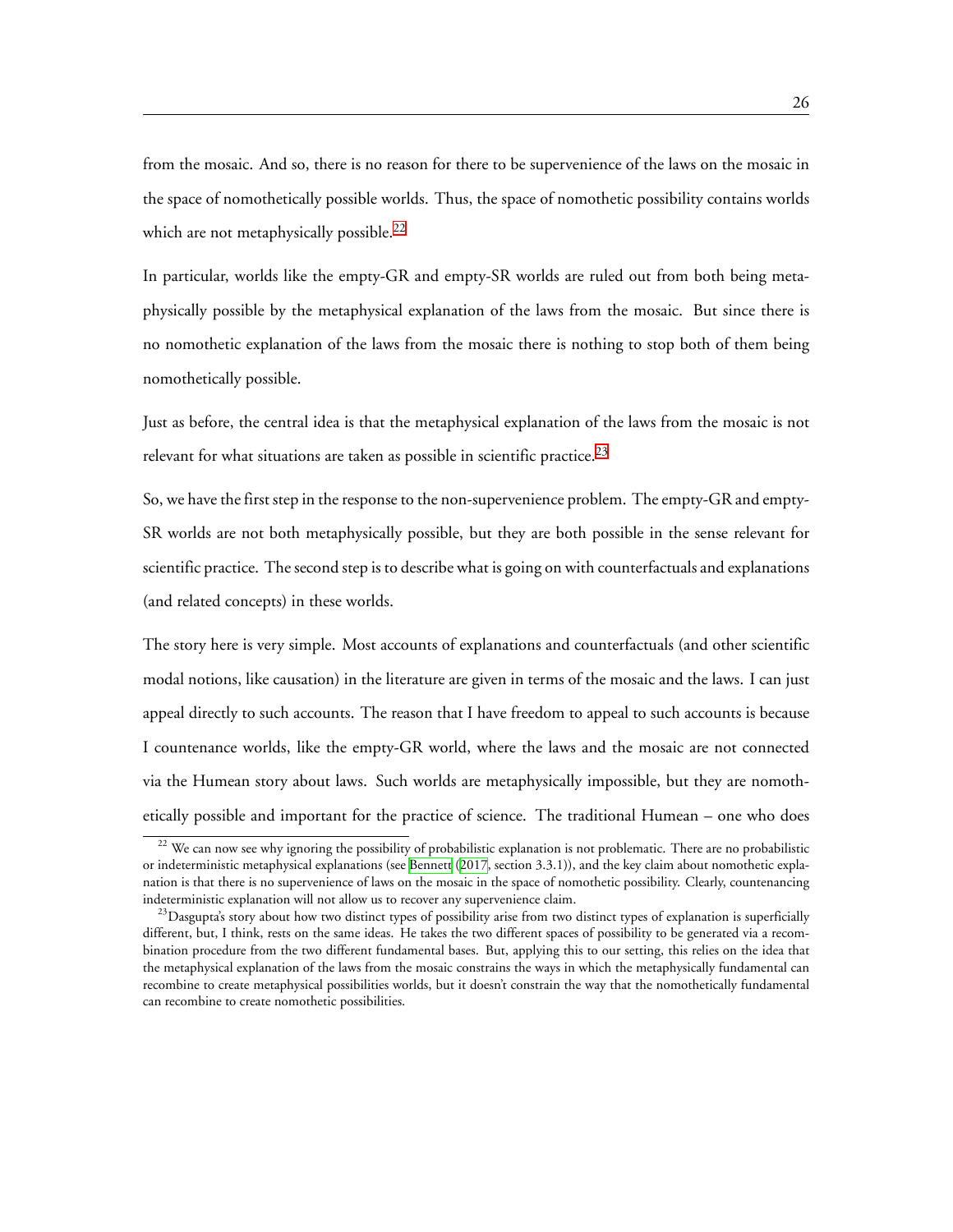from the mosaic. And so, there is no reason for there to be supervenience of the laws on the mosaic in the space of nomothetically possible worlds. Thus, the space of nomothetic possibility contains worlds which are not metaphysically possible.[22]

In particular, worlds like the empty-GR and empty-SR worlds are ruled out from both being metaphysically possible by the metaphysical explanation of the laws from the mosaic. But since there is no nomothetic explanation of the laws from the mosaic there is nothing to stop both of them being nomothetically possible.

Just as before, the central idea is that the metaphysical explanation of the laws from the mosaic is not relevant for what situations are taken as possible in scientific practice.[23]

So, we have the first step in the response to the non-supervenience problem. The empty-GR and empty-SR worlds are not both metaphysically possible, but they are both possible in the sense relevant for scientific practice. The second step is to describe what is going on with counterfactuals and explanations (and related concepts) in these worlds.

The story here is very simple. Most accounts of explanations and counterfactuals (and other scientific modal notions, like causation) in the literature are given in terms of the mosaic and the laws. I can just appeal directly to such accounts. The reason that I have freedom to appeal to such accounts is because I countenance worlds, like the empty-GR world, where the laws and the mosaic are not connected via the Humean story about laws. Such worlds are metaphysically impossible, but they are nomothetically possible and important for the practice of science. The traditional Humean – one who does

[22] We can now see why ignoring the possibility of probabilistic explanation is not problematic. There are no probabilistic or indeterministic metaphysical explanations (see Bennett (2017, section 3.3.1)), and the key claim about nomothetic explanation is that there is no supervenience of laws on the mosaic in the space of nomothetic possibility. Clearly, countenancing indeterministic explanation will not allow us to recover any supervenience claim.

[23] Dasgupta's story about how two distinct types of possibility arise from two distinct types of explanation is superficially different, but, I think, rests on the same ideas. He takes the two different spaces of possibility to be generated via a recombination procedure from the two different fundamental bases. But, applying this to our setting, this relies on the idea that the metaphysical explanation of the laws from the mosaic constrains the ways in which the metaphysically fundamental can recombine to create metaphysical possibilities worlds, but it doesn't constrain the way that the nomothetically fundamental can recombine to create nomothetic possibilities.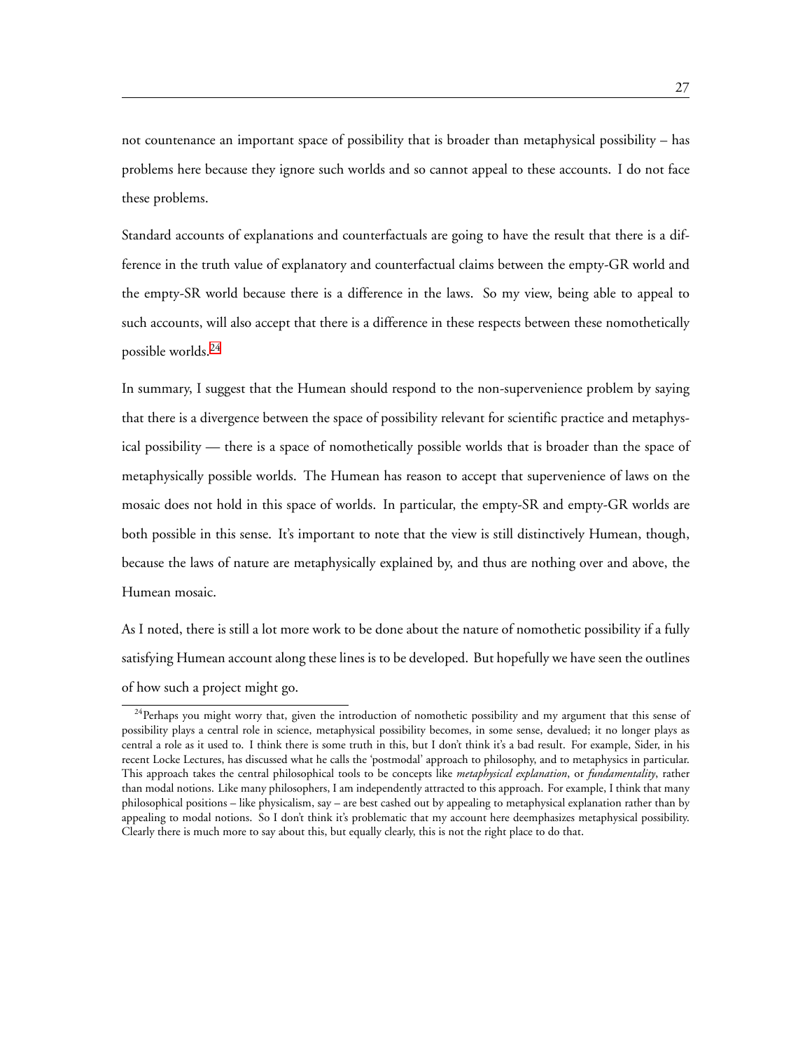not countenance an important space of possibility that is broader than metaphysical possibility – has problems here because they ignore such worlds and so cannot appeal to these accounts. I do not face these problems.

Standard accounts of explanations and counterfactuals are going to have the result that there is a difference in the truth value of explanatory and counterfactual claims between the empty-GR world and the empty-SR world because there is a difference in the laws. So my view, being able to appeal to such accounts, will also accept that there is a difference in these respects between these nomothetically possible worlds.[24]

In summary, I suggest that the Humean should respond to the non-supervenience problem by saying that there is a divergence between the space of possibility relevant for scientific practice and metaphysical possibility — there is a space of nomothetically possible worlds that is broader than the space of metaphysically possible worlds. The Humean has reason to accept that supervenience of laws on the mosaic does not hold in this space of worlds. In particular, the empty-SR and empty-GR worlds are both possible in this sense. It's important to note that the view is still distinctively Humean, though, because the laws of nature are metaphysically explained by, and thus are nothing over and above, the Humean mosaic.

As I noted, there is still a lot more work to be done about the nature of nomothetic possibility if a fully satisfying Humean account along these lines is to be developed. But hopefully we have seen the outlines of how such a project might go.

[24]Perhaps you might worry that, given the introduction of nomothetic possibility and my argument that this sense of possibility plays a central role in science, metaphysical possibility becomes, in some sense, devalued; it no longer plays as central a role as it used to. I think there is some truth in this, but I don't think it's a bad result. For example, Sider, in his recent Locke Lectures, has discussed what he calls the 'postmodal' approach to philosophy, and to metaphysics in particular. This approach takes the central philosophical tools to be concepts like *metaphysical explanation*, or *fundamentality*, rather than modal notions. Like many philosophers, I am independently attracted to this approach. For example, I think that many philosophical positions – like physicalism, say – are best cashed out by appealing to metaphysical explanation rather than by appealing to modal notions. So I don't think it's problematic that my account here deemphasizes metaphysical possibility. Clearly there is much more to say about this, but equally clearly, this is not the right place to do that.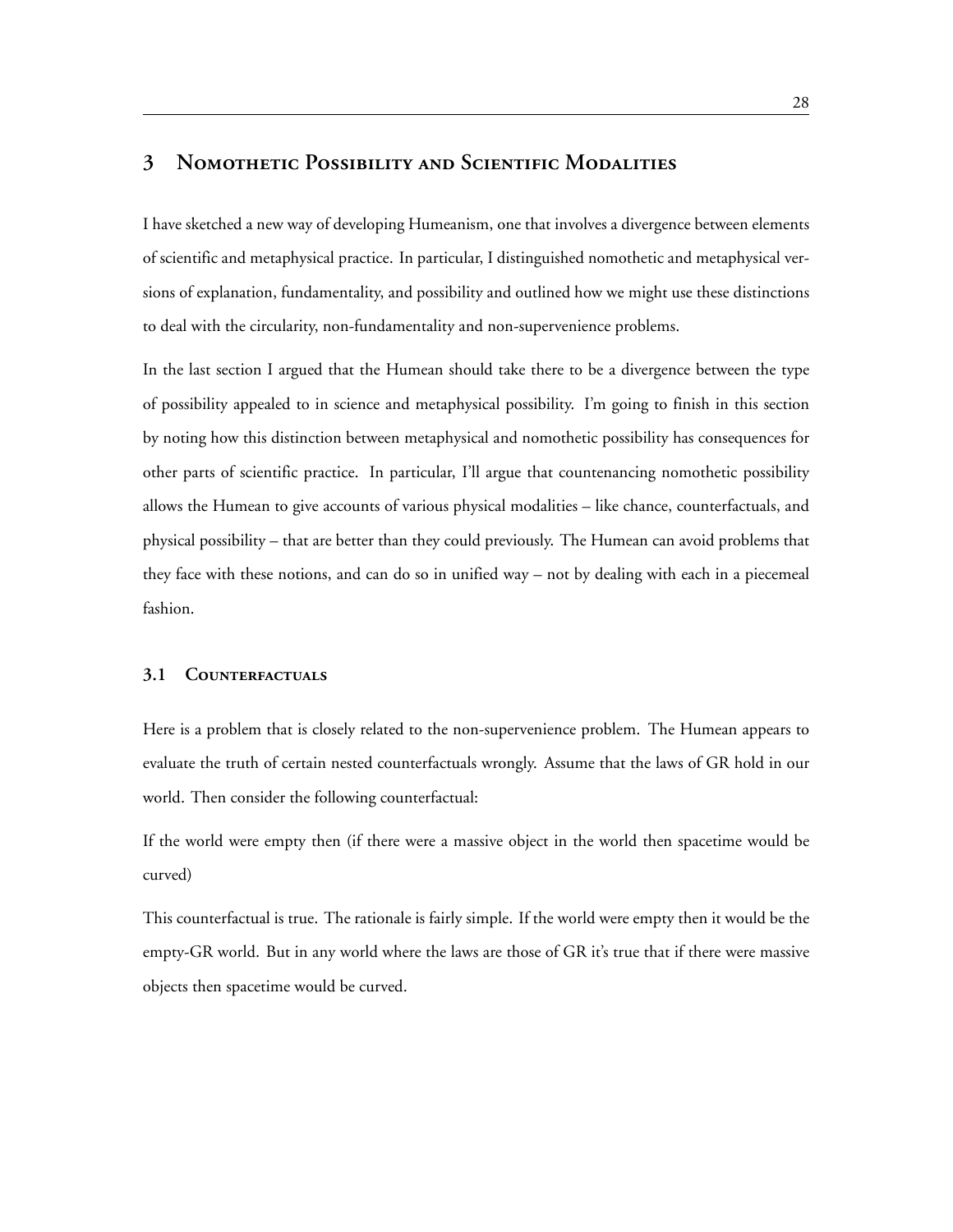## 3 Nomothetic Possibility and Scientific Modalities

I have sketched a new way of developing Humeanism, one that involves a divergence between elements of scientific and metaphysical practice. In particular, I distinguished nomothetic and metaphysical versions of explanation, fundamentality, and possibility and outlined how we might use these distinctions to deal with the circularity, non-fundamentality and non-supervenience problems.

In the last section I argued that the Humean should take there to be a divergence between the type of possibility appealed to in science and metaphysical possibility. I'm going to finish in this section by noting how this distinction between metaphysical and nomothetic possibility has consequences for other parts of scientific practice. In particular, I'll argue that countenancing nomothetic possibility allows the Humean to give accounts of various physical modalities – like chance, counterfactuals, and physical possibility – that are better than they could previously. The Humean can avoid problems that they face with these notions, and can do so in unified way – not by dealing with each in a piecemeal fashion.

### 3.1 Counterfactuals

Here is a problem that is closely related to the non-supervenience problem. The Humean appears to evaluate the truth of certain nested counterfactuals wrongly. Assume that the laws of GR hold in our world. Then consider the following counterfactual:

If the world were empty then (if there were a massive object in the world then spacetime would be curved)

This counterfactual is true. The rationale is fairly simple. If the world were empty then it would be the empty-GR world. But in any world where the laws are those of GR it's true that if there were massive objects then spacetime would be curved.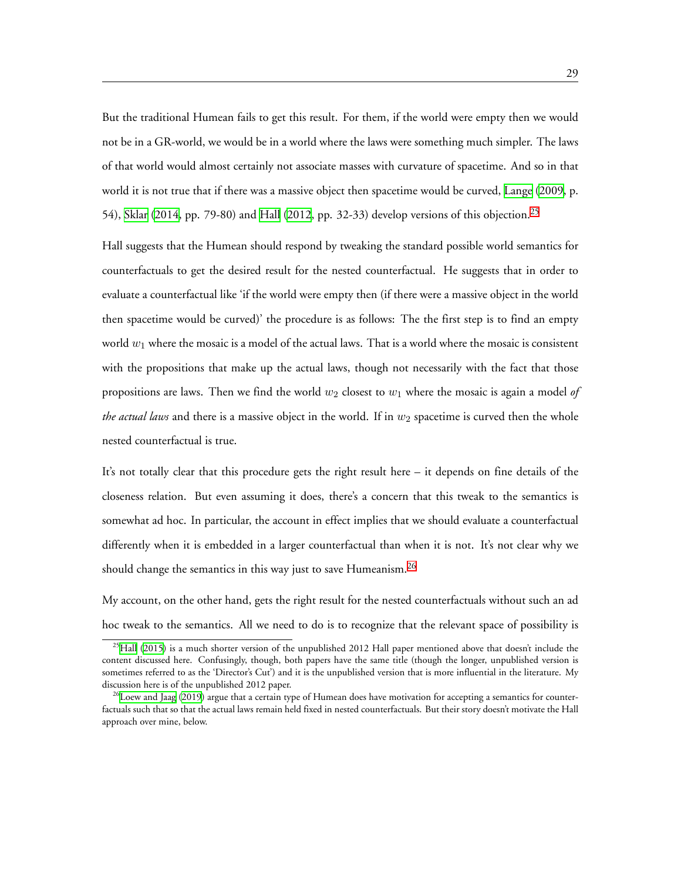But the traditional Humean fails to get this result. For them, if the world were empty then we would not be in a GR-world, we would be in a world where the laws were something much simpler. The laws of that world would almost certainly not associate masses with curvature of spacetime. And so in that world it is not true that if there was a massive object then spacetime would be curved, Lange (2009, p. 54), Sklar (2014, pp. 79-80) and Hall (2012, pp. 32-33) develop versions of this objection.[25]

Hall suggests that the Humean should respond by tweaking the standard possible world semantics for counterfactuals to get the desired result for the nested counterfactual. He suggests that in order to evaluate a counterfactual like 'if the world were empty then (if there were a massive object in the world then spacetime would be curved)' the procedure is as follows: The the first step is to find an empty world $w_1$ where the mosaic is a model of the actual laws. That is a world where the mosaic is consistent with the propositions that make up the actual laws, though not necessarily with the fact that those propositions are laws. Then we find the world $w_2$ closest to $w_1$ where the mosaic is again a model *of the actual laws* and there is a massive object in the world. If in $w_2$ spacetime is curved then the whole nested counterfactual is true.

It's not totally clear that this procedure gets the right result here – it depends on fine details of the closeness relation. But even assuming it does, there's a concern that this tweak to the semantics is somewhat ad hoc. In particular, the account in effect implies that we should evaluate a counterfactual differently when it is embedded in a larger counterfactual than when it is not. It's not clear why we should change the semantics in this way just to save Humeanism.[26]

My account, on the other hand, gets the right result for the nested counterfactuals without such an ad hoc tweak to the semantics. All we need to do is to recognize that the relevant space of possibility is

[25] Hall (2015) is a much shorter version of the unpublished 2012 Hall paper mentioned above that doesn't include the content discussed here. Confusingly, though, both papers have the same title (though the longer, unpublished version is sometimes referred to as the 'Director's Cut') and it is the unpublished version that is more influential in the literature. My discussion here is of the unpublished 2012 paper.

[26] Loew and Jaag (2019) argue that a certain type of Humean does have motivation for accepting a semantics for counterfactuals such that so that the actual laws remain held fixed in nested counterfactuals. But their story doesn't motivate the Hall approach over mine, below.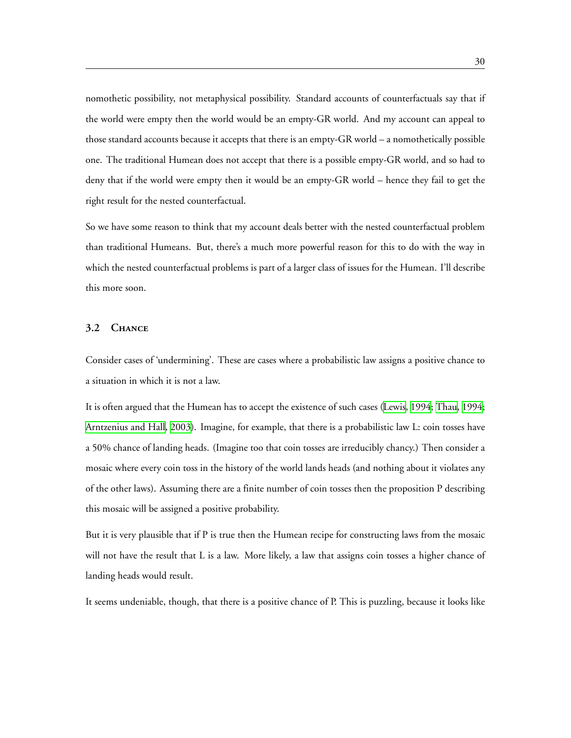nomothetic possibility, not metaphysical possibility. Standard accounts of counterfactuals say that if the world were empty then the world would be an empty-GR world. And my account can appeal to those standard accounts because it accepts that there is an empty-GR world – a nomothetically possible one. The traditional Humean does not accept that there is a possible empty-GR world, and so had to deny that if the world were empty then it would be an empty-GR world – hence they fail to get the right result for the nested counterfactual.

So we have some reason to think that my account deals better with the nested counterfactual problem than traditional Humeans. But, there's a much more powerful reason for this to do with the way in which the nested counterfactual problems is part of a larger class of issues for the Humean. I'll describe this more soon.

### 3.2 Chance

Consider cases of 'undermining'. These are cases where a probabilistic law assigns a positive chance to a situation in which it is not a law.

It is often argued that the Humean has to accept the existence of such cases (Lewis, 1994; Thau, 1994; Arntzenius and Hall, 2003). Imagine, for example, that there is a probabilistic law L: coin tosses have a 50% chance of landing heads. (Imagine too that coin tosses are irreducibly chancy.) Then consider a mosaic where every coin toss in the history of the world lands heads (and nothing about it violates any of the other laws). Assuming there are a finite number of coin tosses then the proposition P describing this mosaic will be assigned a positive probability.

But it is very plausible that if P is true then the Humean recipe for constructing laws from the mosaic will not have the result that L is a law. More likely, a law that assigns coin tosses a higher chance of landing heads would result.

It seems undeniable, though, that there is a positive chance of P. This is puzzling, because it looks like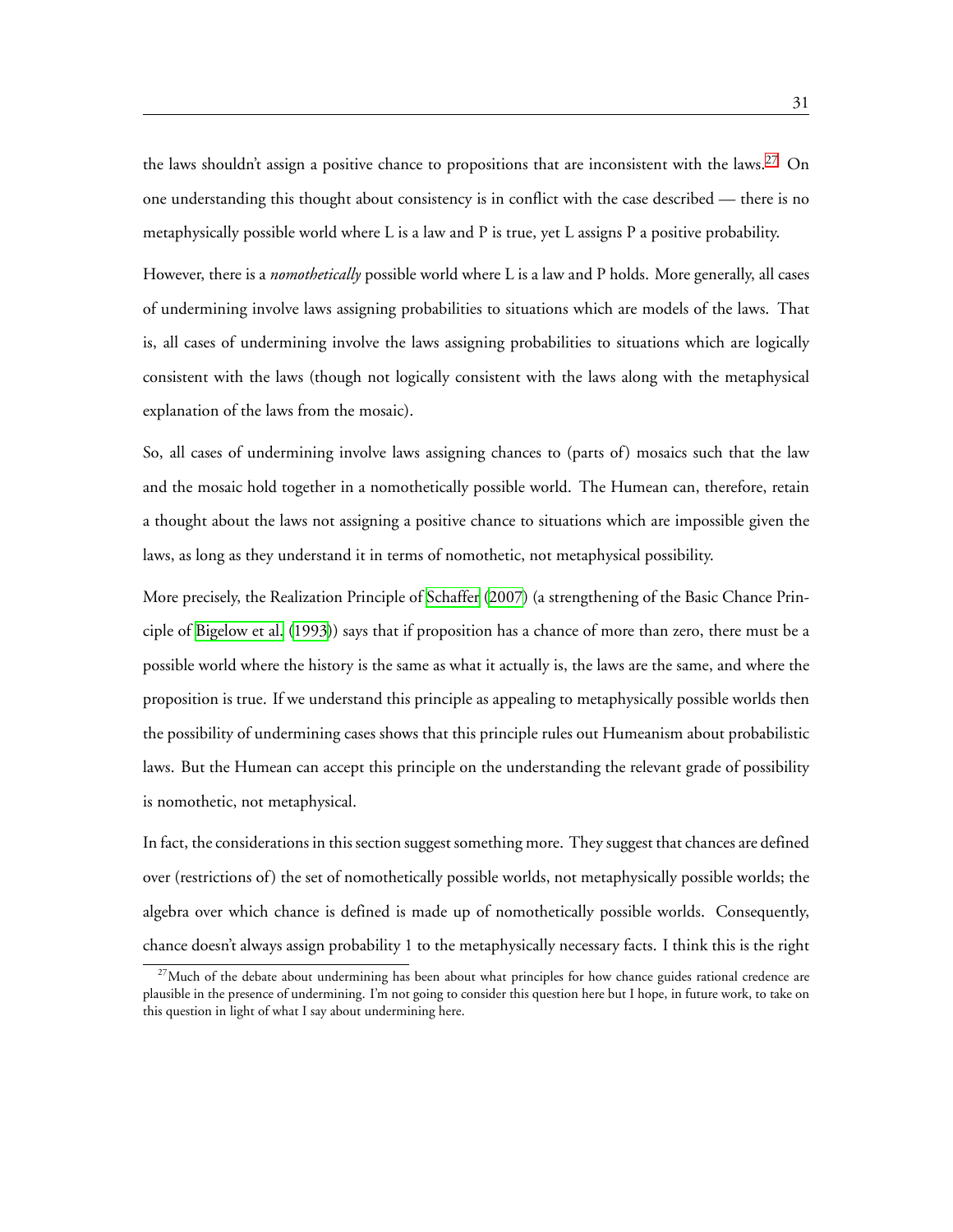the laws shouldn't assign a positive chance to propositions that are inconsistent with the laws.[27] On one understanding this thought about consistency is in conflict with the case described — there is no metaphysically possible world where L is a law and P is true, yet L assigns P a positive probability.

However, there is a *nomothetically* possible world where L is a law and P holds. More generally, all cases of undermining involve laws assigning probabilities to situations which are models of the laws. That is, all cases of undermining involve the laws assigning probabilities to situations which are logically consistent with the laws (though not logically consistent with the laws along with the metaphysical explanation of the laws from the mosaic).

So, all cases of undermining involve laws assigning chances to (parts of) mosaics such that the law and the mosaic hold together in a nomothetically possible world. The Humean can, therefore, retain a thought about the laws not assigning a positive chance to situations which are impossible given the laws, as long as they understand it in terms of nomothetic, not metaphysical possibility.

More precisely, the Realization Principle of Schaffer (2007) (a strengthening of the Basic Chance Principle of Bigelow et al. (1993)) says that if proposition has a chance of more than zero, there must be a possible world where the history is the same as what it actually is, the laws are the same, and where the proposition is true. If we understand this principle as appealing to metaphysically possible worlds then the possibility of undermining cases shows that this principle rules out Humeanism about probabilistic laws. But the Humean can accept this principle on the understanding the relevant grade of possibility is nomothetic, not metaphysical.

In fact, the considerations in this section suggest something more. They suggest that chances are defined over (restrictions of) the set of nomothetically possible worlds, not metaphysically possible worlds; the algebra over which chance is defined is made up of nomothetically possible worlds. Consequently, chance doesn't always assign probability 1 to the metaphysically necessary facts. I think this is the right

[27] Much of the debate about undermining has been about what principles for how chance guides rational credence are plausible in the presence of undermining. I'm not going to consider this question here but I hope, in future work, to take on this question in light of what I say about undermining here.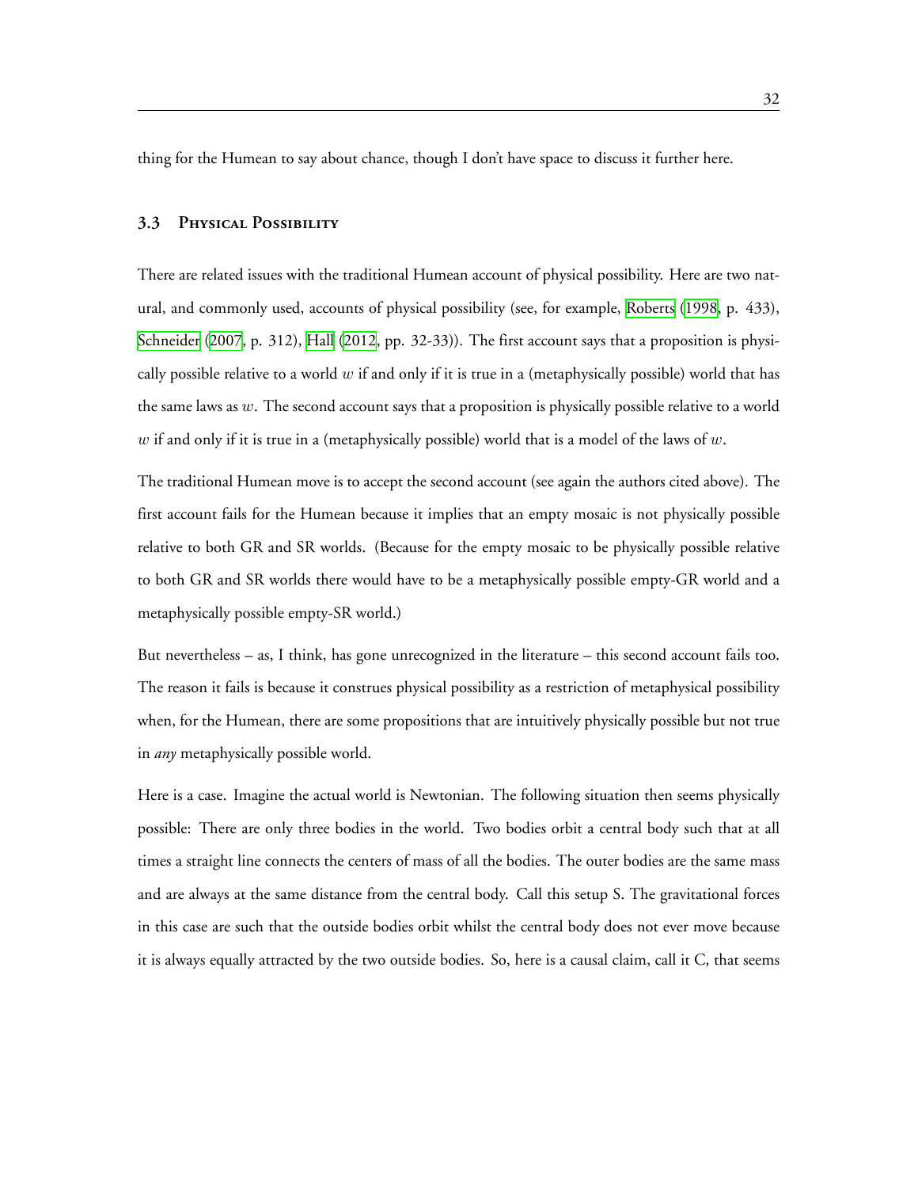thing for the Humean to say about chance, though I don't have space to discuss it further here.

### 3.3 Physical Possibility

There are related issues with the traditional Humean account of physical possibility. Here are two natural, and commonly used, accounts of physical possibility (see, for example, Roberts (1998, p. 433), Schneider (2007, p. 312), Hall (2012, pp. 32-33)). The first account says that a proposition is physically possible relative to a world $w$ if and only if it is true in a (metaphysically possible) world that has the same laws as $w$. The second account says that a proposition is physically possible relative to a world $w$ if and only if it is true in a (metaphysically possible) world that is a model of the laws of $w$.

The traditional Humean move is to accept the second account (see again the authors cited above). The first account fails for the Humean because it implies that an empty mosaic is not physically possible relative to both GR and SR worlds. (Because for the empty mosaic to be physically possible relative to both GR and SR worlds there would have to be a metaphysically possible empty-GR world and a metaphysically possible empty-SR world.)

But nevertheless – as, I think, has gone unrecognized in the literature – this second account fails too. The reason it fails is because it construes physical possibility as a restriction of metaphysical possibility when, for the Humean, there are some propositions that are intuitively physically possible but not true in *any* metaphysically possible world.

Here is a case. Imagine the actual world is Newtonian. The following situation then seems physically possible: There are only three bodies in the world. Two bodies orbit a central body such that at all times a straight line connects the centers of mass of all the bodies. The outer bodies are the same mass and are always at the same distance from the central body. Call this setup S. The gravitational forces in this case are such that the outside bodies orbit whilst the central body does not ever move because it is always equally attracted by the two outside bodies. So, here is a causal claim, call it C, that seems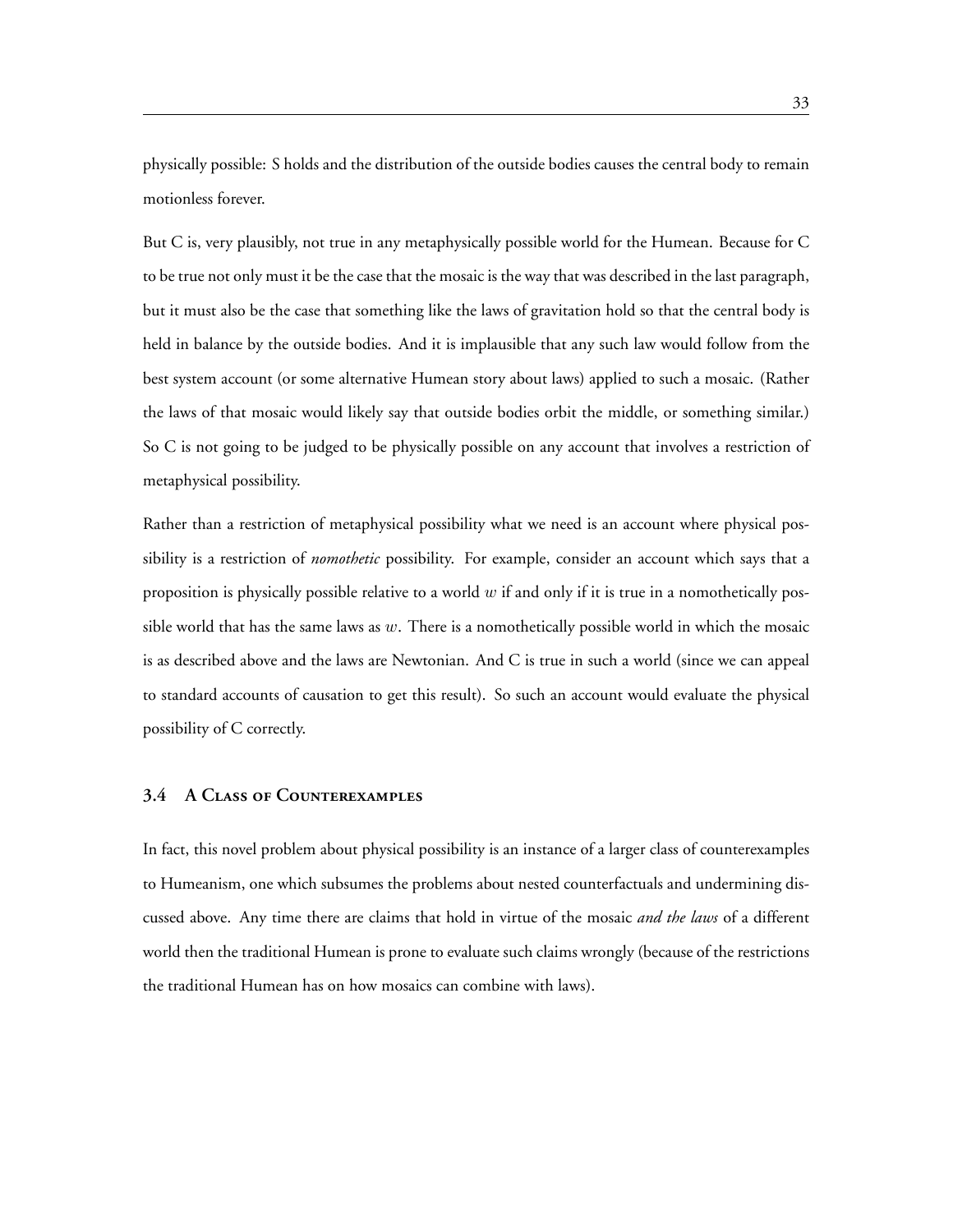physically possible: S holds and the distribution of the outside bodies causes the central body to remain motionless forever.

But C is, very plausibly, not true in any metaphysically possible world for the Humean. Because for C to be true not only must it be the case that the mosaic is the way that was described in the last paragraph, but it must also be the case that something like the laws of gravitation hold so that the central body is held in balance by the outside bodies. And it is implausible that any such law would follow from the best system account (or some alternative Humean story about laws) applied to such a mosaic. (Rather the laws of that mosaic would likely say that outside bodies orbit the middle, or something similar.) So C is not going to be judged to be physically possible on any account that involves a restriction of metaphysical possibility.

Rather than a restriction of metaphysical possibility what we need is an account where physical possibility is a restriction of *nomothetic* possibility. For example, consider an account which says that a proposition is physically possible relative to a world $w$ if and only if it is true in a nomothetically possible world that has the same laws as $w$. There is a nomothetically possible world in which the mosaic is as described above and the laws are Newtonian. And C is true in such a world (since we can appeal to standard accounts of causation to get this result). So such an account would evaluate the physical possibility of C correctly.

### 3.4 A Class of Counterexamples

In fact, this novel problem about physical possibility is an instance of a larger class of counterexamples to Humeanism, one which subsumes the problems about nested counterfactuals and undermining discussed above. Any time there are claims that hold in virtue of the mosaic *and the laws* of a different world then the traditional Humean is prone to evaluate such claims wrongly (because of the restrictions the traditional Humean has on how mosaics can combine with laws).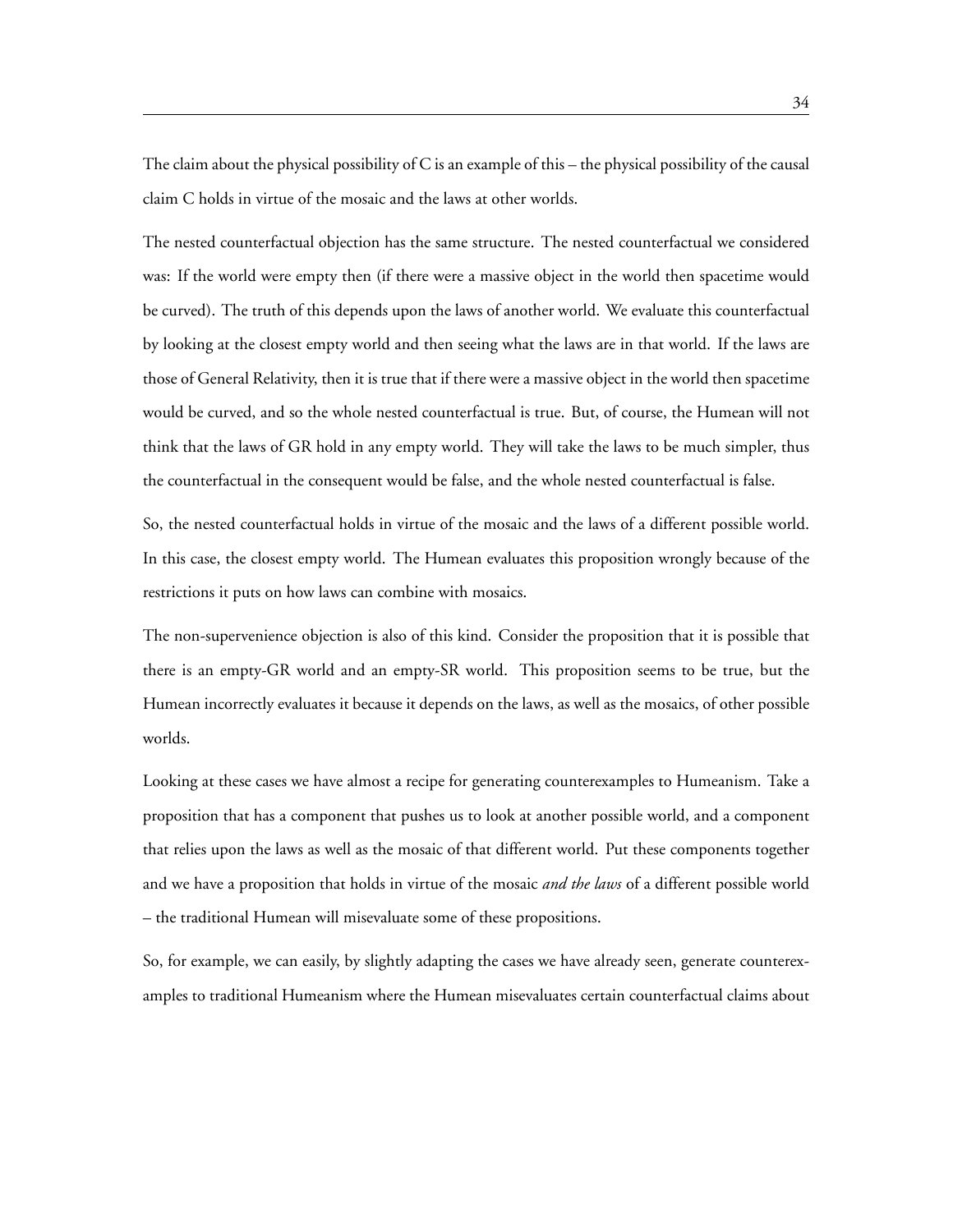The claim about the physical possibility of C is an example of this – the physical possibility of the causal claim C holds in virtue of the mosaic and the laws at other worlds.

The nested counterfactual objection has the same structure. The nested counterfactual we considered was: If the world were empty then (if there were a massive object in the world then spacetime would be curved). The truth of this depends upon the laws of another world. We evaluate this counterfactual by looking at the closest empty world and then seeing what the laws are in that world. If the laws are those of General Relativity, then it is true that if there were a massive object in the world then spacetime would be curved, and so the whole nested counterfactual is true. But, of course, the Humean will not think that the laws of GR hold in any empty world. They will take the laws to be much simpler, thus the counterfactual in the consequent would be false, and the whole nested counterfactual is false.

So, the nested counterfactual holds in virtue of the mosaic and the laws of a different possible world. In this case, the closest empty world. The Humean evaluates this proposition wrongly because of the restrictions it puts on how laws can combine with mosaics.

The non-supervenience objection is also of this kind. Consider the proposition that it is possible that there is an empty-GR world and an empty-SR world. This proposition seems to be true, but the Humean incorrectly evaluates it because it depends on the laws, as well as the mosaics, of other possible worlds.

Looking at these cases we have almost a recipe for generating counterexamples to Humeanism. Take a proposition that has a component that pushes us to look at another possible world, and a component that relies upon the laws as well as the mosaic of that different world. Put these components together and we have a proposition that holds in virtue of the mosaic *and the laws* of a different possible world – the traditional Humean will misevaluate some of these propositions.

So, for example, we can easily, by slightly adapting the cases we have already seen, generate counterexamples to traditional Humeanism where the Humean misevaluates certain counterfactual claims about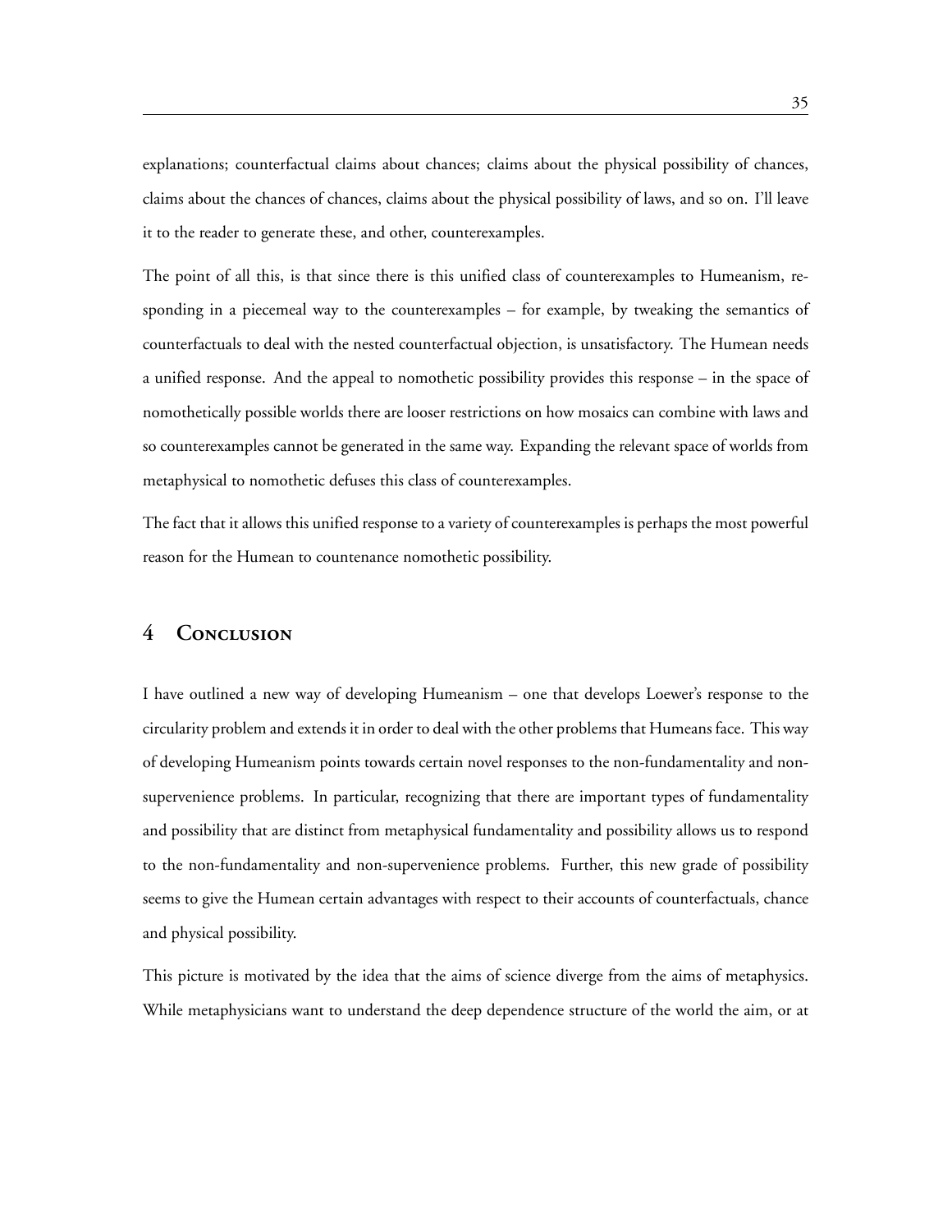explanations; counterfactual claims about chances; claims about the physical possibility of chances, claims about the chances of chances, claims about the physical possibility of laws, and so on. I'll leave it to the reader to generate these, and other, counterexamples.

The point of all this, is that since there is this unified class of counterexamples to Humeanism, responding in a piecemeal way to the counterexamples – for example, by tweaking the semantics of counterfactuals to deal with the nested counterfactual objection, is unsatisfactory. The Humean needs a unified response. And the appeal to nomothetic possibility provides this response – in the space of nomothetically possible worlds there are looser restrictions on how mosaics can combine with laws and so counterexamples cannot be generated in the same way. Expanding the relevant space of worlds from metaphysical to nomothetic defuses this class of counterexamples.

The fact that it allows this unified response to a variety of counterexamples is perhaps the most powerful reason for the Humean to countenance nomothetic possibility.

## 4 Conclusion

I have outlined a new way of developing Humeanism – one that develops Loewer's response to the circularity problem and extends it in order to deal with the other problems that Humeans face. This way of developing Humeanism points towards certain novel responses to the non-fundamentality and non-supervenience problems. In particular, recognizing that there are important types of fundamentality and possibility that are distinct from metaphysical fundamentality and possibility allows us to respond to the non-fundamentality and non-supervenience problems. Further, this new grade of possibility seems to give the Humean certain advantages with respect to their accounts of counterfactuals, chance and physical possibility.

This picture is motivated by the idea that the aims of science diverge from the aims of metaphysics. While metaphysicians want to understand the deep dependence structure of the world the aim, or at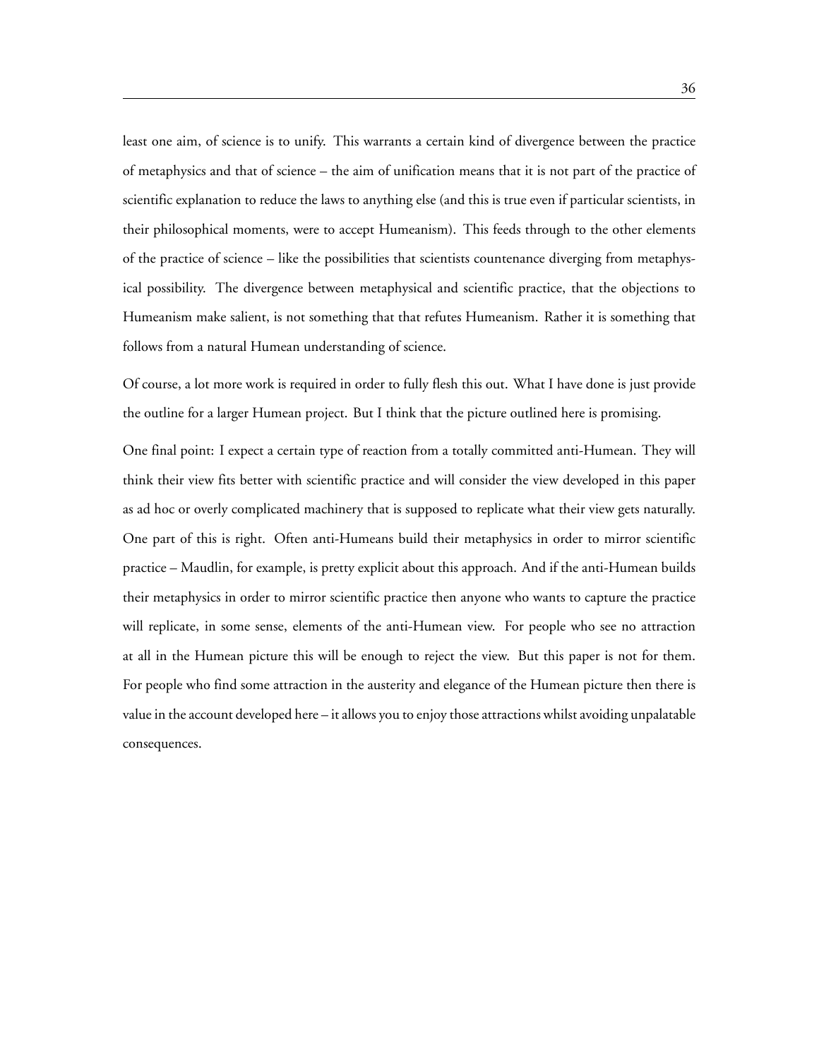least one aim, of science is to unify. This warrants a certain kind of divergence between the practice of metaphysics and that of science – the aim of unification means that it is not part of the practice of scientific explanation to reduce the laws to anything else (and this is true even if particular scientists, in their philosophical moments, were to accept Humeanism). This feeds through to the other elements of the practice of science – like the possibilities that scientists countenance diverging from metaphysical possibility. The divergence between metaphysical and scientific practice, that the objections to Humeanism make salient, is not something that that refutes Humeanism. Rather it is something that follows from a natural Humean understanding of science.

Of course, a lot more work is required in order to fully flesh this out. What I have done is just provide the outline for a larger Humean project. But I think that the picture outlined here is promising.

One final point: I expect a certain type of reaction from a totally committed anti-Humean. They will think their view fits better with scientific practice and will consider the view developed in this paper as ad hoc or overly complicated machinery that is supposed to replicate what their view gets naturally. One part of this is right. Often anti-Humeans build their metaphysics in order to mirror scientific practice – Maudlin, for example, is pretty explicit about this approach. And if the anti-Humean builds their metaphysics in order to mirror scientific practice then anyone who wants to capture the practice will replicate, in some sense, elements of the anti-Humean view. For people who see no attraction at all in the Humean picture this will be enough to reject the view. But this paper is not for them. For people who find some attraction in the austerity and elegance of the Humean picture then there is value in the account developed here – it allows you to enjoy those attractions whilst avoiding unpalatable consequences.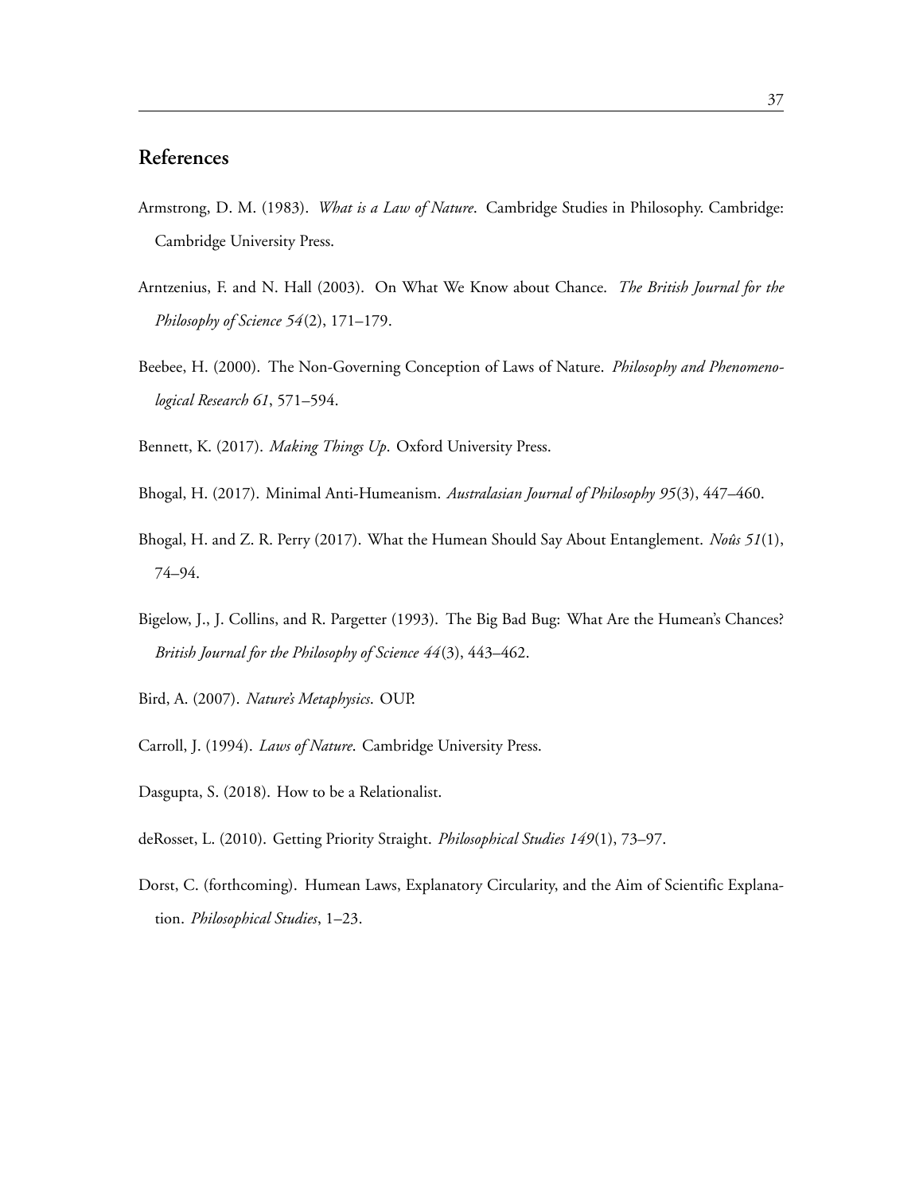## References

Armstrong, D. M. (1983). *What is a Law of Nature*. Cambridge Studies in Philosophy. Cambridge: Cambridge University Press.

Arntzenius, F. and N. Hall (2003). On What We Know about Chance. *The British Journal for the Philosophy of Science 54*(2), 171–179.

Beebee, H. (2000). The Non-Governing Conception of Laws of Nature. *Philosophy and Phenomenological Research 61*, 571–594.

Bennett, K. (2017). *Making Things Up*. Oxford University Press.

Bhogal, H. (2017). Minimal Anti-Humeanism. *Australasian Journal of Philosophy 95*(3), 447–460.

Bhogal, H. and Z. R. Perry (2017). What the Humean Should Say About Entanglement. *Noûs 51*(1), 74–94.

Bigelow, J., J. Collins, and R. Pargetter (1993). The Big Bad Bug: What Are the Humean's Chances? *British Journal for the Philosophy of Science 44*(3), 443–462.

Bird, A. (2007). *Nature's Metaphysics*. OUP.

Carroll, J. (1994). *Laws of Nature*. Cambridge University Press.

Dasgupta, S. (2018). How to be a Relationalist.

deRosset, L. (2010). Getting Priority Straight. *Philosophical Studies 149*(1), 73–97.

Dorst, C. (forthcoming). Humean Laws, Explanatory Circularity, and the Aim of Scientific Explanation. *Philosophical Studies*, 1–23.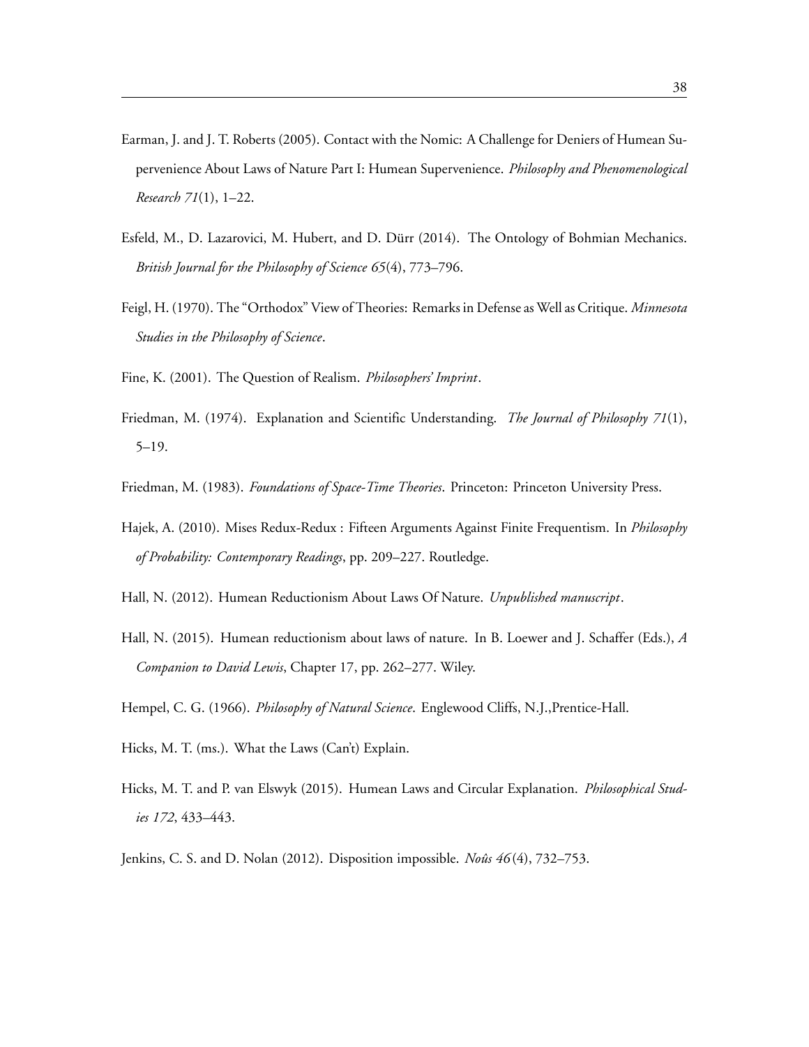Earman, J. and J. T. Roberts (2005). Contact with the Nomic: A Challenge for Deniers of Humean Supervenience About Laws of Nature Part I: Humean Supervenience. *Philosophy and Phenomenological Research 71*(1), 1–22.

Esfeld, M., D. Lazarovici, M. Hubert, and D. Dürr (2014). The Ontology of Bohmian Mechanics. *British Journal for the Philosophy of Science 65*(4), 773–796.

Feigl, H. (1970). The "Orthodox" View of Theories: Remarks in Defense as Well as Critique. *Minnesota Studies in the Philosophy of Science*.

Fine, K. (2001). The Question of Realism. *Philosophers' Imprint*.

Friedman, M. (1974). Explanation and Scientific Understanding. *The Journal of Philosophy 71*(1), 5–19.

Friedman, M. (1983). *Foundations of Space-Time Theories*. Princeton: Princeton University Press.

Hajek, A. (2010). Mises Redux-Redux : Fifteen Arguments Against Finite Frequentism. In *Philosophy of Probability: Contemporary Readings*, pp. 209–227. Routledge.

Hall, N. (2012). Humean Reductionism About Laws Of Nature. *Unpublished manuscript*.

Hall, N. (2015). Humean reductionism about laws of nature. In B. Loewer and J. Schaffer (Eds.), *A Companion to David Lewis*, Chapter 17, pp. 262–277. Wiley.

Hempel, C. G. (1966). *Philosophy of Natural Science*. Englewood Cliffs, N.J.,Prentice-Hall.

Hicks, M. T. (ms.). What the Laws (Can't) Explain.

Hicks, M. T. and P. van Elswyk (2015). Humean Laws and Circular Explanation. *Philosophical Studies 172*, 433–443.

Jenkins, C. S. and D. Nolan (2012). Disposition impossible. *Noûs 46*(4), 732–753.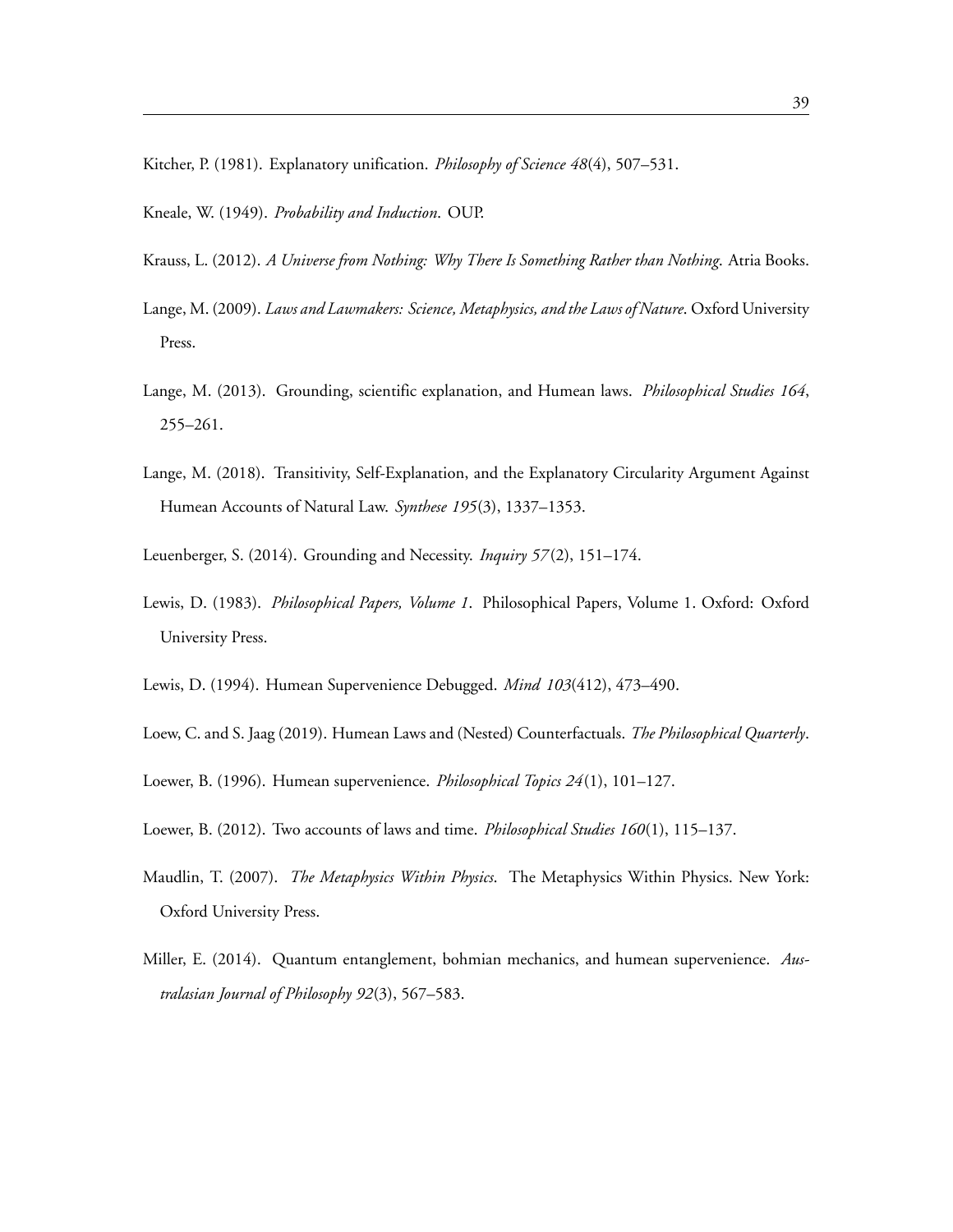Kitcher, P. (1981). Explanatory unification. *Philosophy of Science 48*(4), 507–531.

Kneale, W. (1949). *Probability and Induction*. OUP.

Krauss, L. (2012). *A Universe from Nothing: Why There Is Something Rather than Nothing*. Atria Books.

Lange, M. (2009). *Laws and Lawmakers: Science, Metaphysics, and the Laws of Nature*. Oxford University Press.

Lange, M. (2013). Grounding, scientific explanation, and Humean laws. *Philosophical Studies 164*, 255–261.

Lange, M. (2018). Transitivity, Self-Explanation, and the Explanatory Circularity Argument Against Humean Accounts of Natural Law. *Synthese 195*(3), 1337–1353.

Leuenberger, S. (2014). Grounding and Necessity. *Inquiry 57*(2), 151–174.

Lewis, D. (1983). *Philosophical Papers, Volume 1*. Philosophical Papers, Volume 1. Oxford: Oxford University Press.

Lewis, D. (1994). Humean Supervenience Debugged. *Mind 103*(412), 473–490.

Loew, C. and S. Jaag (2019). Humean Laws and (Nested) Counterfactuals. *The Philosophical Quarterly*.

Loewer, B. (1996). Humean supervenience. *Philosophical Topics 24*(1), 101–127.

Loewer, B. (2012). Two accounts of laws and time. *Philosophical Studies 160*(1), 115–137.

Maudlin, T. (2007). *The Metaphysics Within Physics*. The Metaphysics Within Physics. New York: Oxford University Press.

Miller, E. (2014). Quantum entanglement, bohmian mechanics, and humean supervenience. *Australasian Journal of Philosophy 92*(3), 567–583.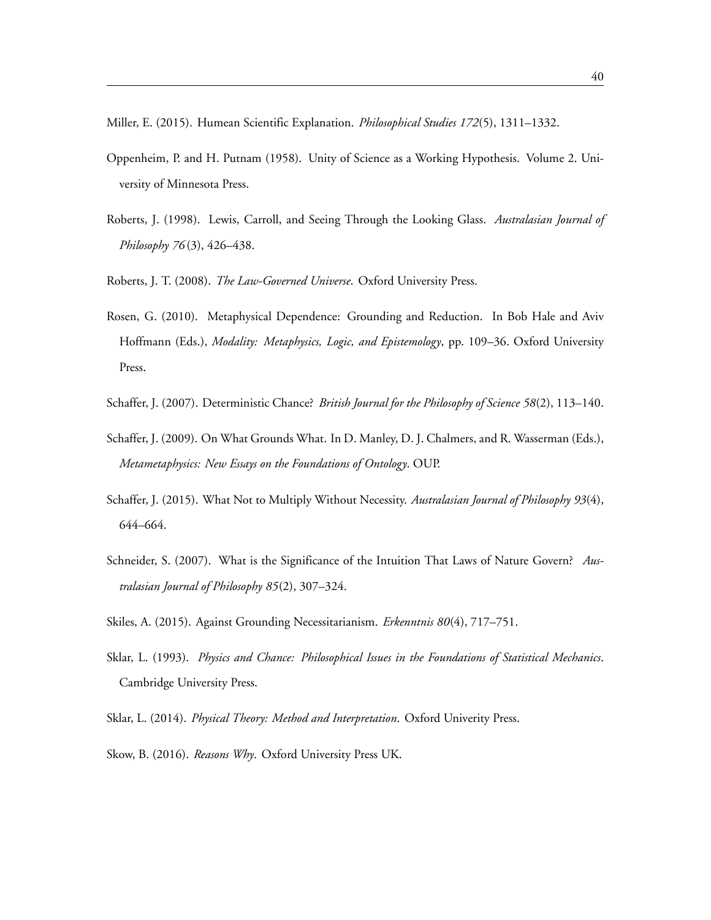Miller, E. (2015). Humean Scientific Explanation. *Philosophical Studies 172*(5), 1311–1332.

Oppenheim, P. and H. Putnam (1958). Unity of Science as a Working Hypothesis. Volume 2. University of Minnesota Press.

Roberts, J. (1998). Lewis, Carroll, and Seeing Through the Looking Glass. *Australasian Journal of Philosophy 76*(3), 426–438.

Roberts, J. T. (2008). *The Law-Governed Universe*. Oxford University Press.

Rosen, G. (2010). Metaphysical Dependence: Grounding and Reduction. In Bob Hale and Aviv Hoffmann (Eds.), *Modality: Metaphysics, Logic, and Epistemology*, pp. 109–36. Oxford University Press.

Schaffer, J. (2007). Deterministic Chance? *British Journal for the Philosophy of Science 58*(2), 113–140.

Schaffer, J. (2009). On What Grounds What. In D. Manley, D. J. Chalmers, and R. Wasserman (Eds.), *Metametaphysics: New Essays on the Foundations of Ontology*. OUP.

Schaffer, J. (2015). What Not to Multiply Without Necessity. *Australasian Journal of Philosophy 93*(4), 644–664.

Schneider, S. (2007). What is the Significance of the Intuition That Laws of Nature Govern? *Australasian Journal of Philosophy 85*(2), 307–324.

Skiles, A. (2015). Against Grounding Necessitarianism. *Erkenntnis 80*(4), 717–751.

Sklar, L. (1993). *Physics and Chance: Philosophical Issues in the Foundations of Statistical Mechanics*. Cambridge University Press.

Sklar, L. (2014). *Physical Theory: Method and Interpretation*. Oxford Univerity Press.

Skow, B. (2016). *Reasons Why*. Oxford University Press UK.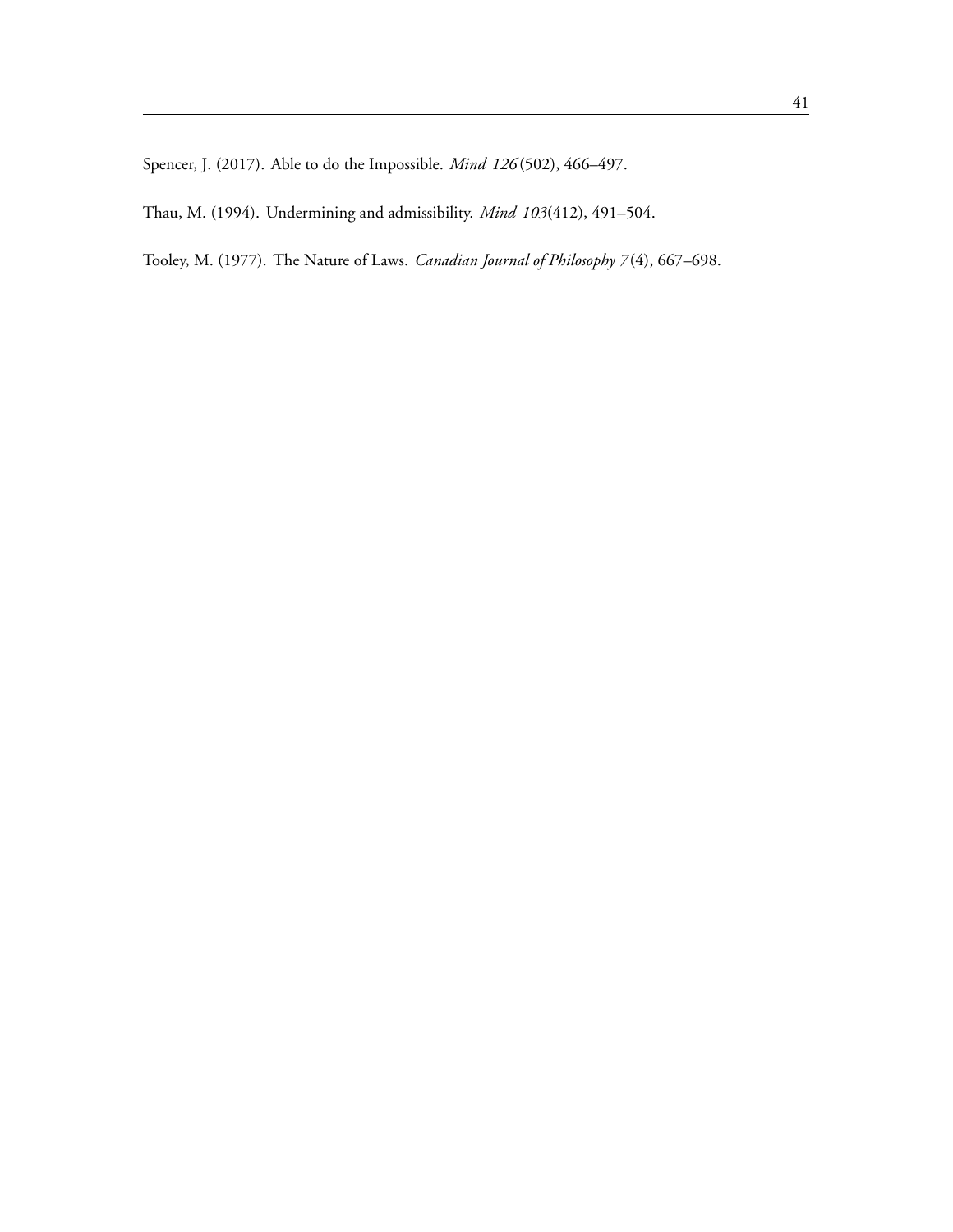Spencer, J. (2017). Able to do the Impossible. *Mind 126*(502), 466–497.

Thau, M. (1994). Undermining and admissibility. *Mind 103*(412), 491–504.

Tooley, M. (1977). The Nature of Laws. *Canadian Journal of Philosophy 7*(4), 667–698.